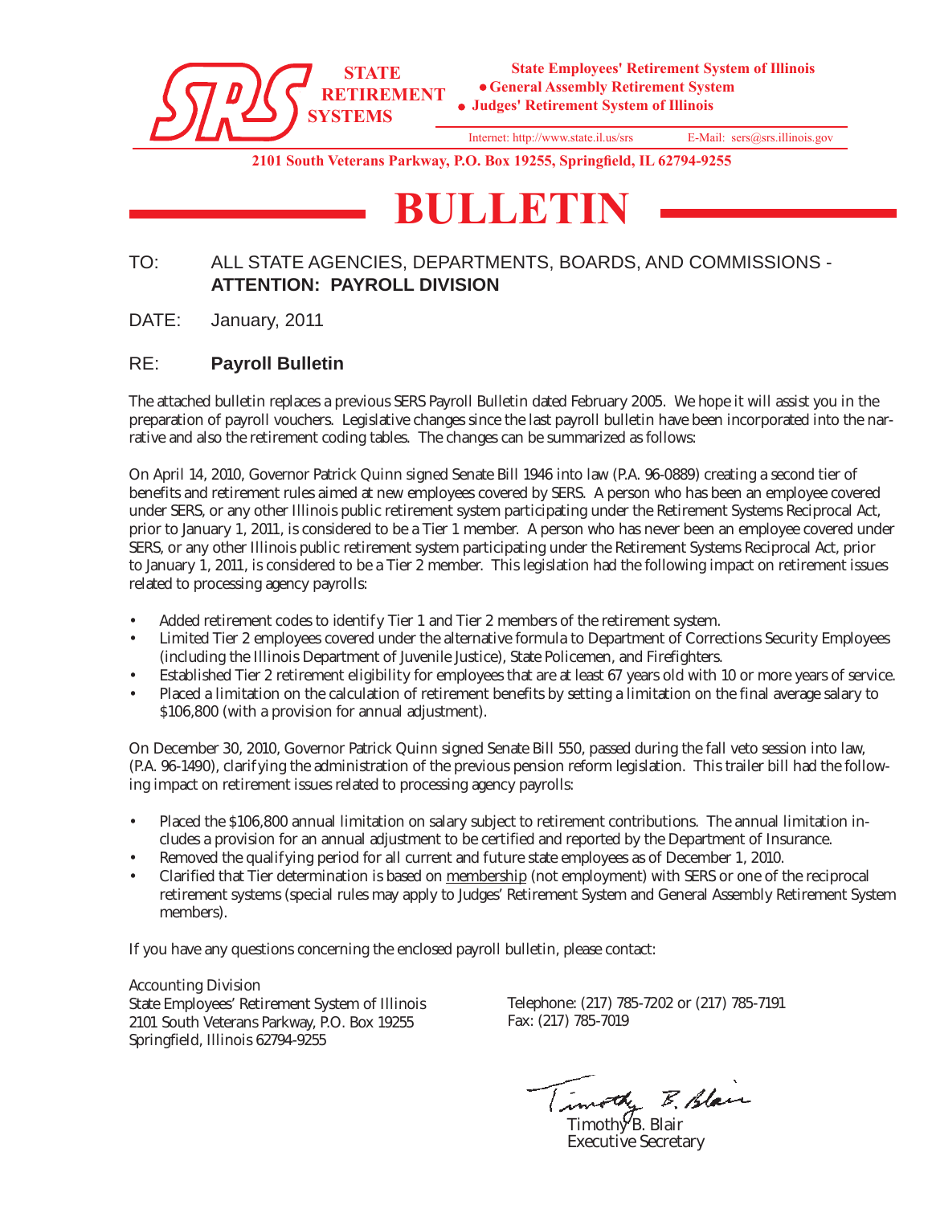SRS STATE RETIREMENT SYSTEMS

State Employees' Retirement System of Illinois
- General Assembly Retirement System
- Judges' Retirement System of Illinois

Internet: http://www.state.il.us/srs    E-Mail: sers@srs.illinois.gov

2101 South Veterans Parkway, P.O. Box 19255, Springfield, IL 62794-9255

# BULLETIN

TO: ALL STATE AGENCIES, DEPARTMENTS, BOARDS, AND COMMISSIONS - **ATTENTION: PAYROLL DIVISION**

DATE: January, 2011

RE: **Payroll Bulletin**

The attached bulletin replaces a previous SERS Payroll Bulletin dated February 2005. We hope it will assist you in the preparation of payroll vouchers. Legislative changes since the last payroll bulletin have been incorporated into the narrative and also the retirement coding tables. The changes can be summarized as follows:

On April 14, 2010, Governor Patrick Quinn signed Senate Bill 1946 into law (P.A. 96-0889) creating a second tier of benefits and retirement rules aimed at new employees covered by SERS. A person who has been an employee covered under SERS, or any other Illinois public retirement system participating under the Retirement Systems Reciprocal Act, prior to January 1, 2011, is considered to be a Tier 1 member. A person who has never been an employee covered under SERS, or any other Illinois public retirement system participating under the Retirement Systems Reciprocal Act, prior to January 1, 2011, is considered to be a Tier 2 member. This legislation had the following impact on retirement issues related to processing agency payrolls:

- Added retirement codes to identify Tier 1 and Tier 2 members of the retirement system.
- Limited Tier 2 employees covered under the alternative formula to Department of Corrections Security Employees (including the Illinois Department of Juvenile Justice), State Policemen, and Firefighters.
- Established Tier 2 retirement eligibility for employees that are at least 67 years old with 10 or more years of service.
- Placed a limitation on the calculation of retirement benefits by setting a limitation on the final average salary to $106,800 (with a provision for annual adjustment).

On December 30, 2010, Governor Patrick Quinn signed Senate Bill 550, passed during the fall veto session into law, (P.A. 96-1490), clarifying the administration of the previous pension reform legislation. This trailer bill had the following impact on retirement issues related to processing agency payrolls:

- Placed the $106,800 annual limitation on salary subject to retirement contributions. The annual limitation includes a provision for an annual adjustment to be certified and reported by the Department of Insurance.
- Removed the qualifying period for all current and future state employees as of December 1, 2010.
- Clarified that Tier determination is based on membership (not employment) with SERS or one of the reciprocal retirement systems (special rules may apply to Judges' Retirement System and General Assembly Retirement System members).

If you have any questions concerning the enclosed payroll bulletin, please contact:

Accounting Division
State Employees' Retirement System of Illinois
2101 South Veterans Parkway, P.O. Box 19255
Springfield, Illinois 62794-9255

Telephone: (217) 785-7202 or (217) 785-7191
Fax: (217) 785-7019

Timothy B. Blair
Timothy B. Blair
Executive Secretary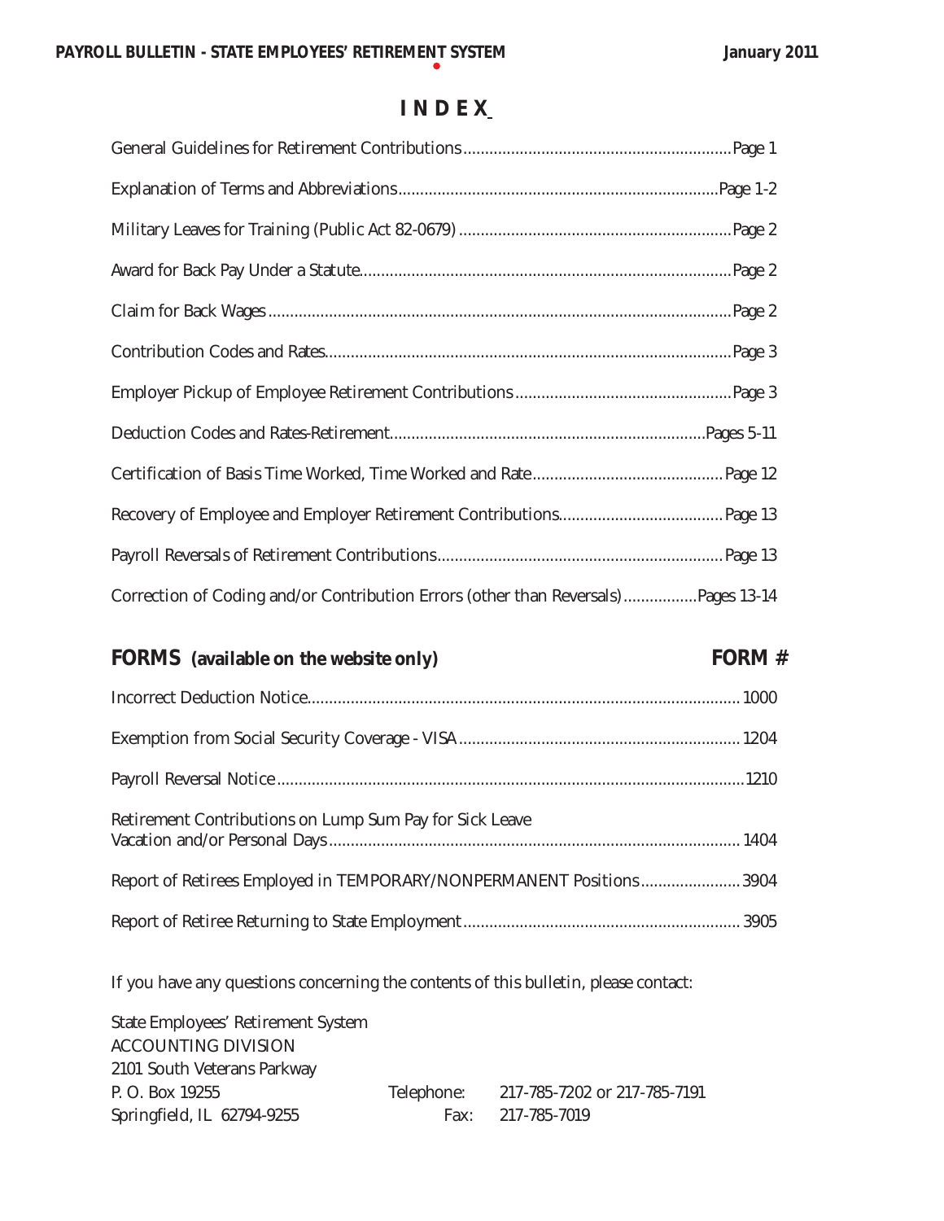# INDEX

| | |
|---|---|
| General Guidelines for Retirement Contributions | Page 1 |
| Explanation of Terms and Abbreviations | Page 1-2 |
| Military Leaves for Training (Public Act 82-0679) | Page 2 |
| Award for Back Pay Under a Statute | Page 2 |
| Claim for Back Wages | Page 2 |
| Contribution Codes and Rates | Page 3 |
| Employer Pickup of Employee Retirement Contributions | Page 3 |
| Deduction Codes and Rates-Retirement | Pages 5-11 |
| Certification of Basis Time Worked, Time Worked and Rate | Page 12 |
| Recovery of Employee and Employer Retirement Contributions | Page 13 |
| Payroll Reversals of Retirement Contributions | Page 13 |
| Correction of Coding and/or Contribution Errors (other than Reversals) | Pages 13-14 |

## FORMS (available on the website only)

| | FORM # |
|---|---|
| Incorrect Deduction Notice | 1000 |
| Exemption from Social Security Coverage - VISA | 1204 |
| Payroll Reversal Notice | 1210 |
| Retirement Contributions on Lump Sum Pay for Sick Leave Vacation and/or Personal Days | 1404 |
| Report of Retirees Employed in TEMPORARY/NONPERMANENT Positions | 3904 |
| Report of Retiree Returning to State Employment | 3905 |

If you have any questions concerning the contents of this bulletin, please contact:

State Employees' Retirement System
ACCOUNTING DIVISION
2101 South Veterans Parkway
P. O. Box 19255
Springfield, IL 62794-9255

Telephone: 217-785-7202 or 217-785-7191
Fax: 217-785-7019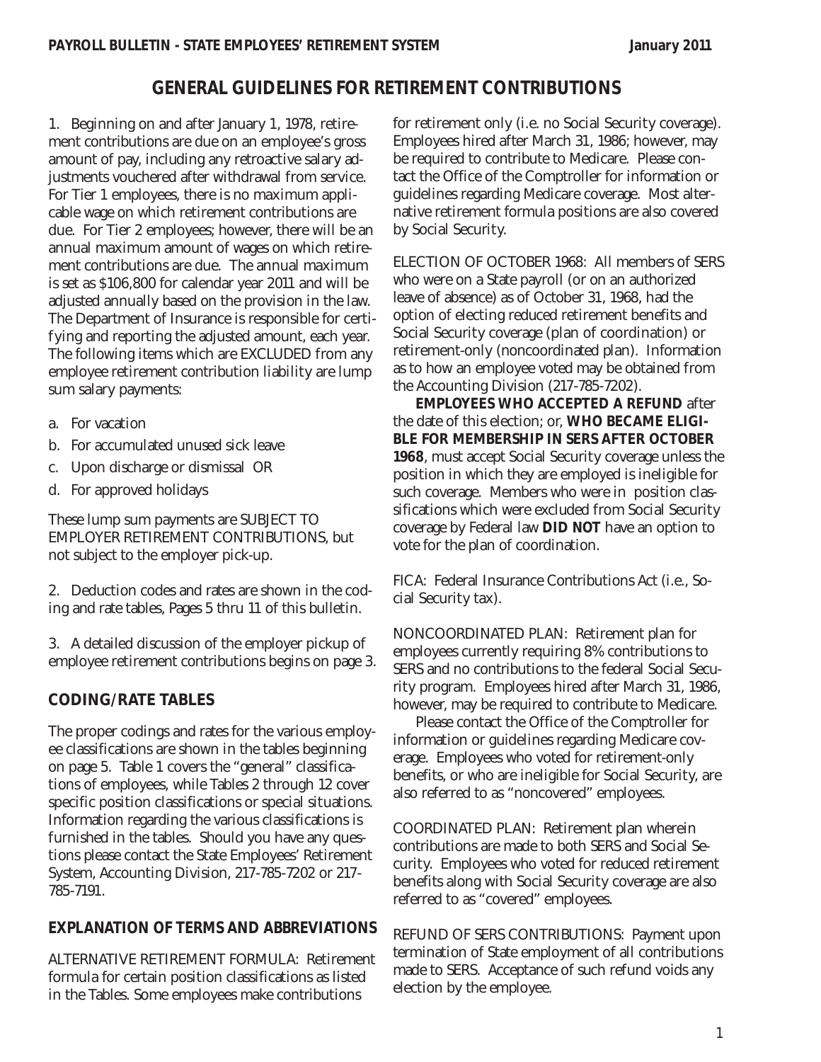# GENERAL GUIDELINES FOR RETIREMENT CONTRIBUTIONS

1. Beginning on and after January 1, 1978, retirement contributions are due on an employee's gross amount of pay, including any retroactive salary adjustments vouchered after withdrawal from service. For Tier 1 employees, there is no maximum applicable wage on which retirement contributions are due. For Tier 2 employees; however, there will be an annual maximum amount of wages on which retirement contributions are due. The annual maximum is set as $106,800 for calendar year 2011 and will be adjusted annually based on the provision in the law. The Department of Insurance is responsible for certifying and reporting the adjusted amount, each year. The following items which are EXCLUDED from any employee retirement contribution liability are lump sum salary payments:

a. For vacation
b. For accumulated unused sick leave
c. Upon discharge or dismissal OR
d. For approved holidays

These lump sum payments are SUBJECT TO EMPLOYER RETIREMENT CONTRIBUTIONS, but not subject to the employer pick-up.

2. Deduction codes and rates are shown in the coding and rate tables, Pages 5 thru 11 of this bulletin.

3. A detailed discussion of the employer pickup of employee retirement contributions begins on page 3.

## CODING/RATE TABLES

The proper codings and rates for the various employee classifications are shown in the tables beginning on page 5. Table 1 covers the "general" classifications of employees, while Tables 2 through 12 cover specific position classifications or special situations. Information regarding the various classifications is furnished in the tables. Should you have any questions please contact the State Employees' Retirement System, Accounting Division, 217-785-7202 or 217-785-7191.

## EXPLANATION OF TERMS AND ABBREVIATIONS

ALTERNATIVE RETIREMENT FORMULA: Retirement formula for certain position classifications as listed in the Tables. Some employees make contributions for retirement only (i.e. no Social Security coverage). Employees hired after March 31, 1986; however, may be required to contribute to Medicare. Please contact the Office of the Comptroller for information or guidelines regarding Medicare coverage. Most alternative retirement formula positions are also covered by Social Security.

ELECTION OF OCTOBER 1968: All members of SERS who were on a State payroll (or on an authorized leave of absence) as of October 31, 1968, had the option of electing reduced retirement benefits and Social Security coverage (plan of coordination) or retirement-only (noncoordinated plan). Information as to how an employee voted may be obtained from the Accounting Division (217-785-7202).

**EMPLOYEES WHO ACCEPTED A REFUND** after the date of this election; or, **WHO BECAME ELIGIBLE FOR MEMBERSHIP IN SERS AFTER OCTOBER 1968**, must accept Social Security coverage unless the position in which they are employed is ineligible for such coverage. Members who were in position classifications which were excluded from Social Security coverage by Federal law **DID NOT** have an option to vote for the plan of coordination.

FICA: Federal Insurance Contributions Act (i.e., Social Security tax).

NONCOORDINATED PLAN: Retirement plan for employees currently requiring 8% contributions to SERS and no contributions to the federal Social Security program. Employees hired after March 31, 1986, however, may be required to contribute to Medicare.

Please contact the Office of the Comptroller for information or guidelines regarding Medicare coverage. Employees who voted for retirement-only benefits, or who are ineligible for Social Security, are also referred to as "noncovered" employees.

COORDINATED PLAN: Retirement plan wherein contributions are made to both SERS and Social Security. Employees who voted for reduced retirement benefits along with Social Security coverage are also referred to as "covered" employees.

REFUND OF SERS CONTRIBUTIONS: Payment upon termination of State employment of all contributions made to SERS. Acceptance of such refund voids any election by the employee.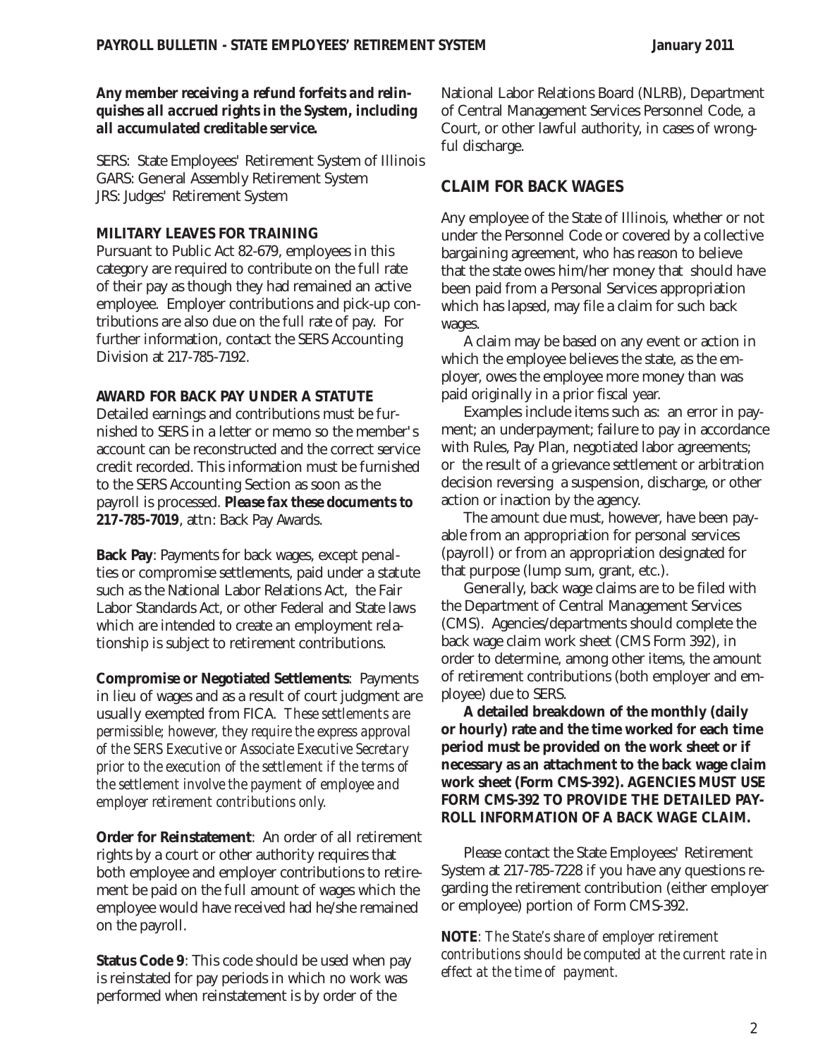***Any member receiving a refund forfeits and relinquishes all accrued rights in the System, including all accumulated creditable service.***

SERS: State Employees' Retirement System of Illinois
GARS: General Assembly Retirement System
JRS: Judges' Retirement System

**MILITARY LEAVES FOR TRAINING**

Pursuant to Public Act 82-679, employees in this category are required to contribute on the full rate of their pay as though they had remained an active employee. Employer contributions and pick-up contributions are also due on the full rate of pay. For further information, contact the SERS Accounting Division at 217-785-7192.

**AWARD FOR BACK PAY UNDER A STATUTE**

Detailed earnings and contributions must be furnished to SERS in a letter or memo so the member' s account can be reconstructed and the correct service credit recorded. This information must be furnished to the SERS Accounting Section as soon as the payroll is processed. ***Please fax these documents to* 217-785-7019**, attn: Back Pay Awards.

**Back Pay**: Payments for back wages, except penalties or compromise settlements, paid under a statute such as the National Labor Relations Act, the Fair Labor Standards Act, or other Federal and State laws which are intended to create an employment relationship is subject to retirement contributions.

**Compromise or Negotiated Settlements**: Payments in lieu of wages and as a result of court judgment are usually exempted from FICA. *These settlements are permissible; however, they require the express approval of the SERS Executive or Associate Executive Secretary prior to the execution of the settlement if the terms of the settlement involve the payment of employee and employer retirement contributions only.*

**Order for Reinstatement**: An order of all retirement rights by a court or other authority requires that both employee and employer contributions to retirement be paid on the full amount of wages which the employee would have received had he/she remained on the payroll.

**Status Code 9**: This code should be used when pay is reinstated for pay periods in which no work was performed when reinstatement is by order of the National Labor Relations Board (NLRB), Department of Central Management Services Personnel Code, a Court, or other lawful authority, in cases of wrongful discharge.

## CLAIM FOR BACK WAGES

Any employee of the State of Illinois, whether or not under the Personnel Code or covered by a collective bargaining agreement, who has reason to believe that the state owes him/her money that should have been paid from a Personal Services appropriation which has lapsed, may file a claim for such back wages.

A claim may be based on any event or action in which the employee believes the state, as the employer, owes the employee more money than was paid originally in a prior fiscal year.

Examples include items such as: an error in payment; an underpayment; failure to pay in accordance with Rules, Pay Plan, negotiated labor agreements; or the result of a grievance settlement or arbitration decision reversing a suspension, discharge, or other action or inaction by the agency.

The amount due must, however, have been payable from an appropriation for personal services (payroll) or from an appropriation designated for that purpose (lump sum, grant, etc.).

Generally, back wage claims are to be filed with the Department of Central Management Services (CMS). Agencies/departments should complete the back wage claim work sheet (CMS Form 392), in order to determine, among other items, the amount of retirement contributions (both employer and employee) due to SERS.

**A detailed breakdown of the monthly (daily or hourly) rate and the time worked for each time period must be provided on the work sheet or if necessary as an attachment to the back wage claim work sheet (Form CMS-392). AGENCIES MUST USE FORM CMS-392 TO PROVIDE THE DETAILED PAYROLL INFORMATION OF A BACK WAGE CLAIM.**

Please contact the State Employees' Retirement System at 217-785-7228 if you have any questions regarding the retirement contribution (either employer or employee) portion of Form CMS-392.

**NOTE**: *The State's share of employer retirement contributions should be computed at the current rate in effect at the time of payment.*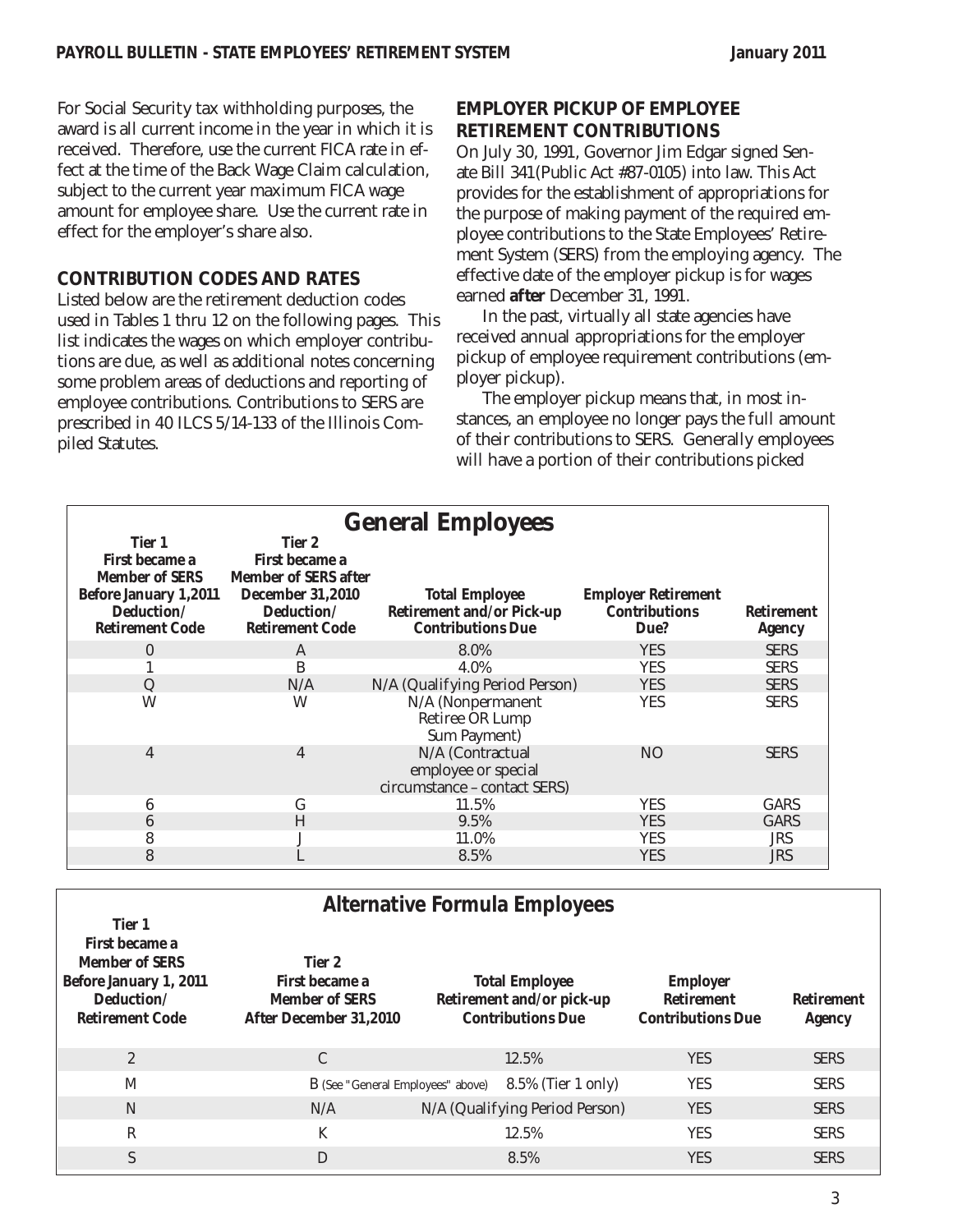For Social Security tax withholding purposes, the award is all current income in the year in which it is received. Therefore, use the current FICA rate in effect at the time of the Back Wage Claim calculation, subject to the current year maximum FICA wage amount for employee share. Use the current rate in effect for the employer's share also.

## CONTRIBUTION CODES AND RATES

Listed below are the retirement deduction codes used in Tables 1 thru 12 on the following pages. This list indicates the wages on which employer contributions are due, as well as additional notes concerning some problem areas of deductions and reporting of employee contributions. Contributions to SERS are prescribed in 40 ILCS 5/14-133 of the Illinois Compiled Statutes.

## EMPLOYER PICKUP OF EMPLOYEE RETIREMENT CONTRIBUTIONS

On July 30, 1991, Governor Jim Edgar signed Senate Bill 341(Public Act #87-0105) into law. This Act provides for the establishment of appropriations for the purpose of making payment of the required employee contributions to the State Employees' Retirement System (SERS) from the employing agency. The effective date of the employer pickup is for wages earned **after** December 31, 1991.

In the past, virtually all state agencies have received annual appropriations for the employer pickup of employee requirement contributions (employer pickup).

The employer pickup means that, in most instances, an employee no longer pays the full amount of their contributions to SERS. Generally employees will have a portion of their contributions picked

### General Employees

| Tier 1 First became a Member of SERS Before January 1,2011 Deduction/ Retirement Code | Tier 2 First became a Member of SERS after December 31,2010 Deduction/ Retirement Code | Total Employee Retirement and/or Pick-up Contributions Due | Employer Retirement Contributions Due? | Retirement Agency |
|---|---|---|---|---|
| 0 | A | 8.0% | YES | SERS |
| 1 | B | 4.0% | YES | SERS |
| Q | N/A | N/A (Qualifying Period Person) | YES | SERS |
| W | W | N/A (Nonpermanent Retiree OR Lump Sum Payment) | YES | SERS |
| 4 | 4 | N/A (Contractual employee or special circumstance – contact SERS) | NO | SERS |
| 6 | G | 11.5% | YES | GARS |
| 6 | H | 9.5% | YES | GARS |
| 8 | J | 11.0% | YES | JRS |
| 8 | L | 8.5% | YES | JRS |

### Alternative Formula Employees

| Tier 1 First became a Member of SERS Before January 1, 2011 Deduction/ Retirement Code | Tier 2 First became a Member of SERS After December 31,2010 | Total Employee Retirement and/or pick-up Contributions Due | Employer Retirement Contributions Due | Retirement Agency |
|---|---|---|---|---|
| 2 | C | 12.5% | YES | SERS |
| M | B (See "General Employees" above) | 8.5% (Tier 1 only) | YES | SERS |
| N | N/A | N/A (Qualifying Period Person) | YES | SERS |
| R | K | 12.5% | YES | SERS |
| S | D | 8.5% | YES | SERS |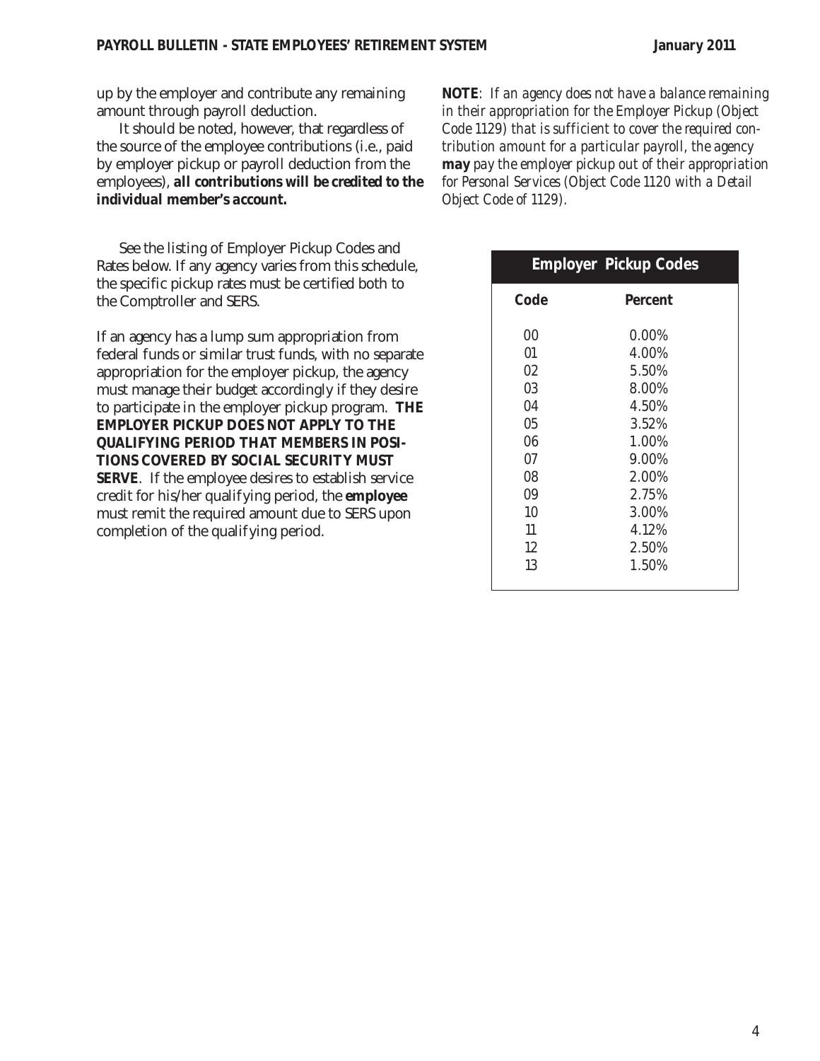up by the employer and contribute any remaining amount through payroll deduction.

It should be noted, however, that regardless of the source of the employee contributions (i.e., paid by employer pickup or payroll deduction from the employees), ***all contributions will be credited to the individual member's account.***

See the listing of Employer Pickup Codes and Rates below. If any agency varies from this schedule, the specific pickup rates must be certified both to the Comptroller and SERS.

If an agency has a lump sum appropriation from federal funds or similar trust funds, with no separate appropriation for the employer pickup, the agency must manage their budget accordingly if they desire to participate in the employer pickup program. **THE EMPLOYER PICKUP DOES NOT APPLY TO THE QUALIFYING PERIOD THAT MEMBERS IN POSITIONS COVERED BY SOCIAL SECURITY MUST SERVE**. If the employee desires to establish service credit for his/her qualifying period, the **employee** must remit the required amount due to SERS upon completion of the qualifying period.

***NOTE***: *If an agency does not have a balance remaining in their appropriation for the Employer Pickup (Object Code 1129) that is sufficient to cover the required contribution amount for a particular payroll, the agency* ***may*** *pay the employer pickup out of their appropriation for Personal Services (Object Code 1120 with a Detail Object Code of 1129).*

**Employer Pickup Codes**

| Code | Percent |
|---|---|
| 00 | 0.00% |
| 01 | 4.00% |
| 02 | 5.50% |
| 03 | 8.00% |
| 04 | 4.50% |
| 05 | 3.52% |
| 06 | 1.00% |
| 07 | 9.00% |
| 08 | 2.00% |
| 09 | 2.75% |
| 10 | 3.00% |
| 11 | 4.12% |
| 12 | 2.50% |
| 13 | 1.50% |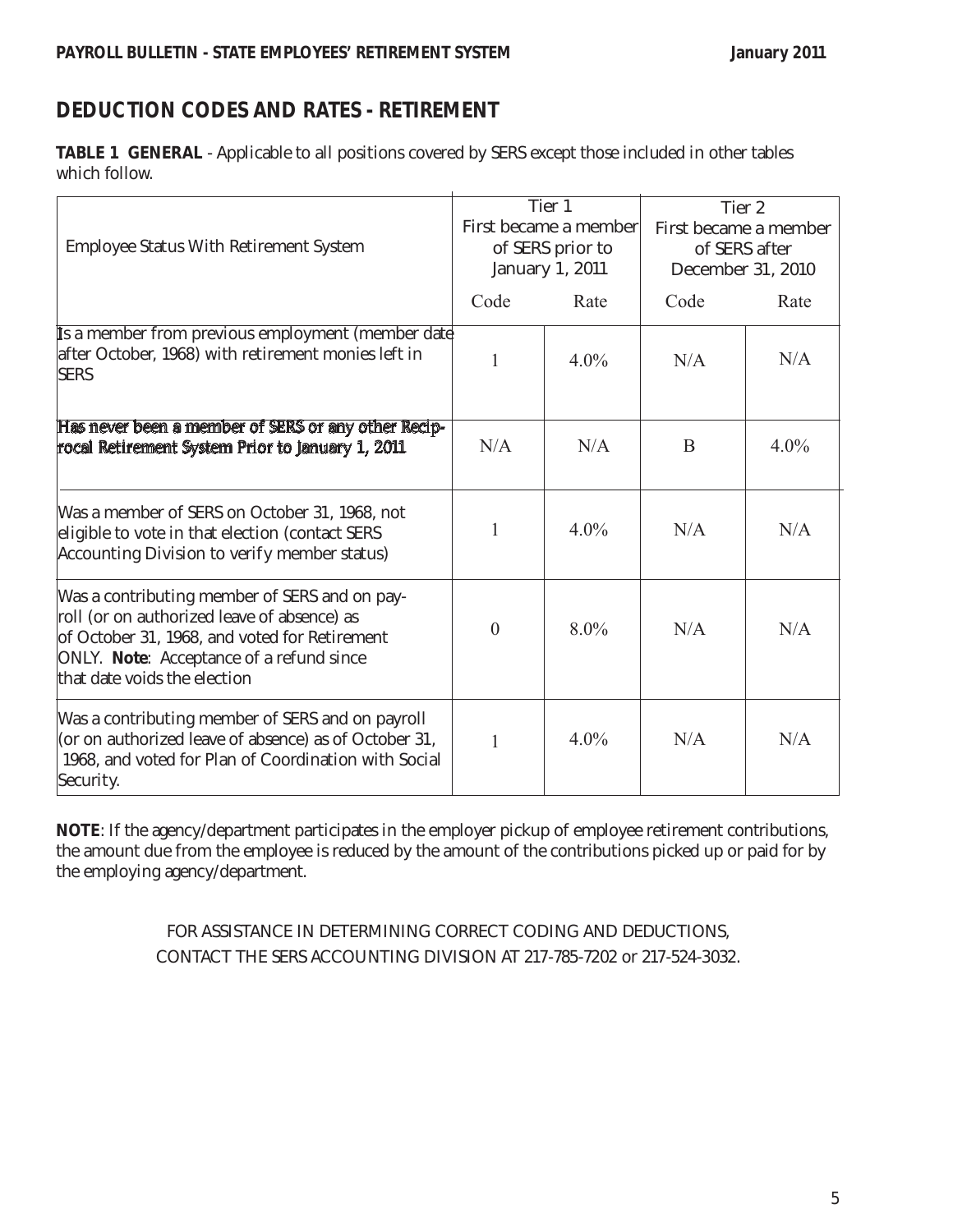## DEDUCTION CODES AND RATES - RETIREMENT

**TABLE 1 GENERAL** - Applicable to all positions covered by SERS except those included in other tables which follow.

| Employee Status With Retirement System | Tier 1 First became a member of SERS prior to January 1, 2011 | | Tier 2 First became a member of SERS after December 31, 2010 | |
|---|---|---|---|---|
| | Code | Rate | Code | Rate |
| Is a member from previous employment (member date after October, 1968) with retirement monies left in SERS | 1 | 4.0% | N/A | N/A |
| Has never been a member of SERS or any other Reciprocal Retirement System Prior to January 1, 2011 | N/A | N/A | B | 4.0% |
| Was a member of SERS on October 31, 1968, not eligible to vote in that election (contact SERS Accounting Division to verify member status) | 1 | 4.0% | N/A | N/A |
| Was a contributing member of SERS and on payroll (or on authorized leave of absence) as of October 31, 1968, and voted for Retirement ONLY. **Note**: Acceptance of a refund since that date voids the election | 0 | 8.0% | N/A | N/A |
| Was a contributing member of SERS and on payroll (or on authorized leave of absence) as of October 31, 1968, and voted for Plan of Coordination with Social Security. | 1 | 4.0% | N/A | N/A |

**NOTE**: If the agency/department participates in the employer pickup of employee retirement contributions, the amount due from the employee is reduced by the amount of the contributions picked up or paid for by the employing agency/department.

FOR ASSISTANCE IN DETERMINING CORRECT CODING AND DEDUCTIONS, CONTACT THE SERS ACCOUNTING DIVISION AT 217-785-7202 or 217-524-3032.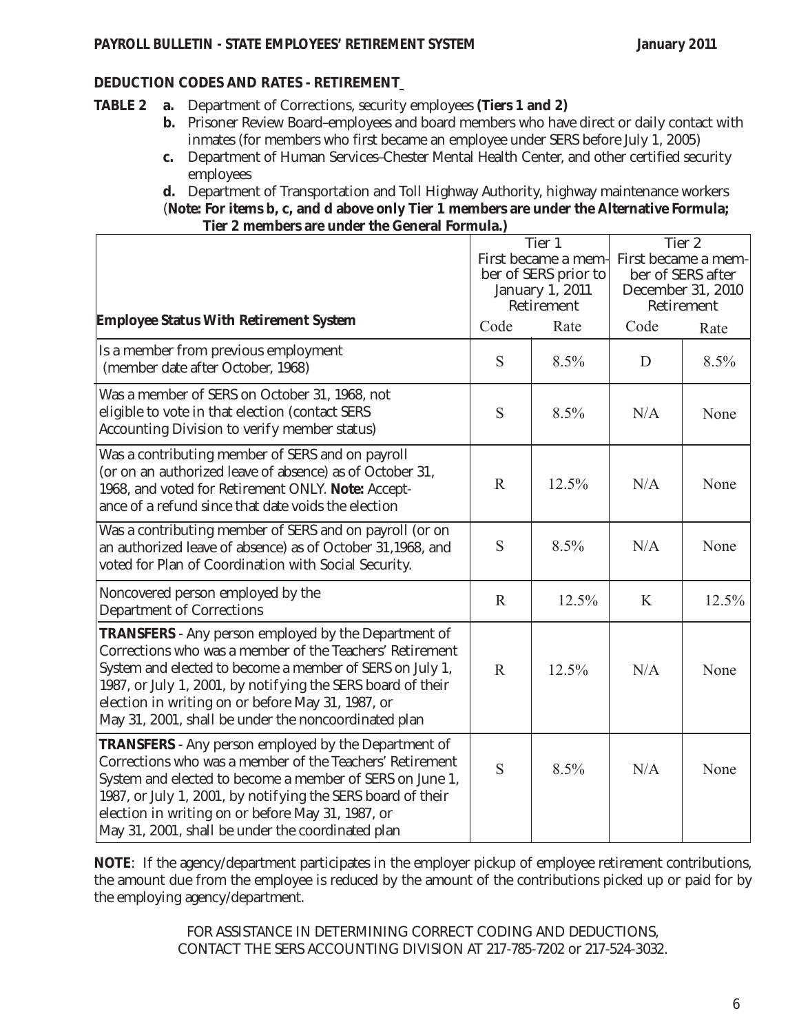## DEDUCTION CODES AND RATES - RETIREMENT

**TABLE 2**

**a.** Department of Corrections, security employees **(Tiers 1 and 2)**

**b.** Prisoner Review Board–employees and board members who have direct or daily contact with inmates (for members who first became an employee under SERS before July 1, 2005)

**c.** Department of Human Services–Chester Mental Health Center, and other certified security employees

**d.** Department of Transportation and Toll Highway Authority, highway maintenance workers

(**Note: For items b, c, and d above only Tier 1 members are under the Alternative Formula; Tier 2 members are under the General Formula.)**

| | Tier 1 First became a member of SERS prior to January 1, 2011 Retirement | | Tier 2 First became a member of SERS after December 31, 2010 Retirement | |
|---|---|---|---|---|
| **Employee Status With Retirement System** | Code | Rate | Code | Rate |
| Is a member from previous employment (member date after October, 1968) | S | 8.5% | D | 8.5% |
| Was a member of SERS on October 31, 1968, not eligible to vote in that election (contact SERS Accounting Division to verify member status) | S | 8.5% | N/A | None |
| Was a contributing member of SERS and on payroll (or on an authorized leave of absence) as of October 31, 1968, and voted for Retirement ONLY. **Note:** Acceptance of a refund since that date voids the election | R | 12.5% | N/A | None |
| Was a contributing member of SERS and on payroll (or on an authorized leave of absence) as of October 31,1968, and voted for Plan of Coordination with Social Security. | S | 8.5% | N/A | None |
| Noncovered person employed by the Department of Corrections | R | 12.5% | K | 12.5% |
| **TRANSFERS** - Any person employed by the Department of Corrections who was a member of the Teachers' Retirement System and elected to become a member of SERS on July 1, 1987, or July 1, 2001, by notifying the SERS board of their election in writing on or before May 31, 1987, or May 31, 2001, shall be under the noncoordinated plan | R | 12.5% | N/A | None |
| **TRANSFERS** - Any person employed by the Department of Corrections who was a member of the Teachers' Retirement System and elected to become a member of SERS on June 1, 1987, or July 1, 2001, by notifying the SERS board of their election in writing on or before May 31, 1987, or May 31, 2001, shall be under the coordinated plan | S | 8.5% | N/A | None |

**NOTE**: If the agency/department participates in the employer pickup of employee retirement contributions, the amount due from the employee is reduced by the amount of the contributions picked up or paid for by the employing agency/department.

FOR ASSISTANCE IN DETERMINING CORRECT CODING AND DEDUCTIONS, CONTACT THE SERS ACCOUNTING DIVISION AT 217-785-7202 or 217-524-3032.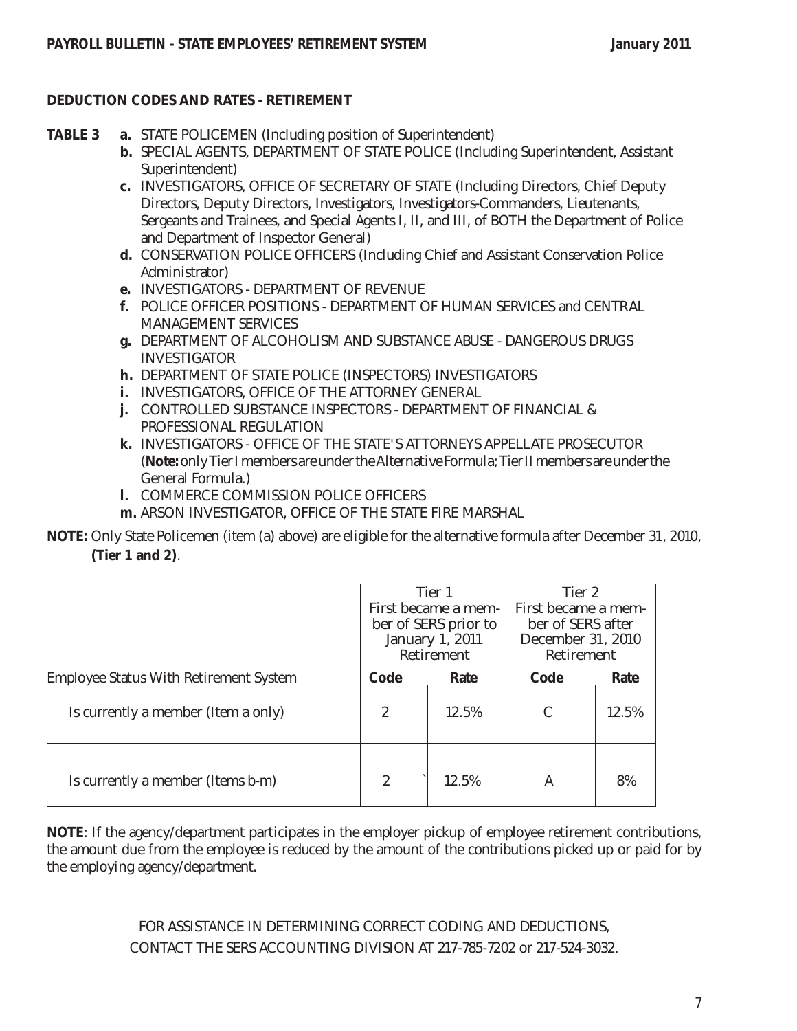**DEDUCTION CODES AND RATES - RETIREMENT**

**TABLE 3**

- **a.** STATE POLICEMEN (Including position of Superintendent)
- **b.** SPECIAL AGENTS, DEPARTMENT OF STATE POLICE (Including Superintendent, Assistant Superintendent)
- **c.** INVESTIGATORS, OFFICE OF SECRETARY OF STATE (Including Directors, Chief Deputy Directors, Deputy Directors, Investigators, Investigators-Commanders, Lieutenants, Sergeants and Trainees, and Special Agents I, II, and III, of BOTH the Department of Police and Department of Inspector General)
- **d.** CONSERVATION POLICE OFFICERS (Including Chief and Assistant Conservation Police Administrator)
- **e.** INVESTIGATORS - DEPARTMENT OF REVENUE
- **f.** POLICE OFFICER POSITIONS - DEPARTMENT OF HUMAN SERVICES and CENTRAL MANAGEMENT SERVICES
- **g.** DEPARTMENT OF ALCOHOLISM AND SUBSTANCE ABUSE - DANGEROUS DRUGS INVESTIGATOR
- **h.** DEPARTMENT OF STATE POLICE (INSPECTORS) INVESTIGATORS
- **i.** INVESTIGATORS, OFFICE OF THE ATTORNEY GENERAL
- **j.** CONTROLLED SUBSTANCE INSPECTORS - DEPARTMENT OF FINANCIAL & PROFESSIONAL REGULATION
- **k.** INVESTIGATORS - OFFICE OF THE STATE'S ATTORNEYS APPELLATE PROSECUTOR (**Note:** only Tier I members are under the Alternative Formula; Tier II members are under the General Formula.)
- **l.** COMMERCE COMMISSION POLICE OFFICERS
- **m.** ARSON INVESTIGATOR, OFFICE OF THE STATE FIRE MARSHAL

**NOTE:** Only State Policemen (item (a) above) are eligible for the alternative formula after December 31, 2010, **(Tier 1 and 2)**.

| | Tier 1 First became a member of SERS prior to January 1, 2011 Retirement | | Tier 2 First became a member of SERS after December 31, 2010 Retirement | |
|---|---|---|---|---|
| Employee Status With Retirement System | **Code** | **Rate** | **Code** | **Rate** |
| Is currently a member (Item a only) | 2 | 12.5% | C | 12.5% |
| Is currently a member (Items b-m) | 2 | 12.5% | A | 8% |

**NOTE**: If the agency/department participates in the employer pickup of employee retirement contributions, the amount due from the employee is reduced by the amount of the contributions picked up or paid for by the employing agency/department.

FOR ASSISTANCE IN DETERMINING CORRECT CODING AND DEDUCTIONS, CONTACT THE SERS ACCOUNTING DIVISION AT 217-785-7202 or 217-524-3032.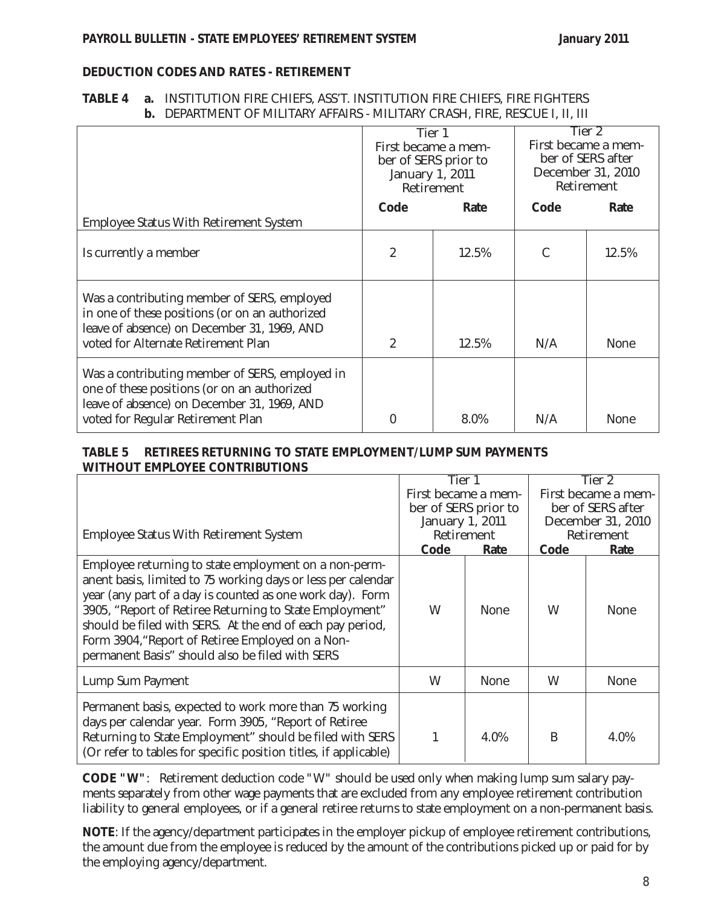## DEDUCTION CODES AND RATES - RETIREMENT

**TABLE 4** **a.** INSTITUTION FIRE CHIEFS, ASS'T. INSTITUTION FIRE CHIEFS, FIRE FIGHTERS
**b.** DEPARTMENT OF MILITARY AFFAIRS - MILITARY CRASH, FIRE, RESCUE I, II, III

| | Tier 1 First became a member of SERS prior to January 1, 2011 Retirement | | Tier 2 First became a member of SERS after December 31, 2010 Retirement | |
|---|---|---|---|---|
| Employee Status With Retirement System | **Code** | **Rate** | **Code** | **Rate** |
| Is currently a member | 2 | 12.5% | C | 12.5% |
| Was a contributing member of SERS, employed in one of these positions (or on an authorized leave of absence) on December 31, 1969, AND voted for Alternate Retirement Plan | 2 | 12.5% | N/A | None |
| Was a contributing member of SERS, employed in one of these positions (or on an authorized leave of absence) on December 31, 1969, AND voted for Regular Retirement Plan | 0 | 8.0% | N/A | None |

**TABLE 5 RETIREES RETURNING TO STATE EMPLOYMENT/LUMP SUM PAYMENTS WITHOUT EMPLOYEE CONTRIBUTIONS**

| | Tier 1 First became a member of SERS prior to January 1, 2011 Retirement | | Tier 2 First became a member of SERS after December 31, 2010 Retirement | |
|---|---|---|---|---|
| Employee Status With Retirement System | **Code** | **Rate** | **Code** | **Rate** |
| Employee returning to state employment on a non-permanent basis, limited to 75 working days or less per calendar year (any part of a day is counted as one work day). Form 3905, "Report of Retiree Returning to State Employment" should be filed with SERS. At the end of each pay period, Form 3904,"Report of Retiree Employed on a Non-permanent Basis" should also be filed with SERS | W | None | W | None |
| Lump Sum Payment | W | None | W | None |
| Permanent basis, expected to work more than 75 working days per calendar year. Form 3905, "Report of Retiree Returning to State Employment" should be filed with SERS (Or refer to tables for specific position titles, if applicable) | 1 | 4.0% | B | 4.0% |

**CODE "W"**: Retirement deduction code "W" should be used only when making lump sum salary payments separately from other wage payments that are excluded from any employee retirement contribution liability to general employees, or if a general retiree returns to state employment on a non-permanent basis.

**NOTE**: If the agency/department participates in the employer pickup of employee retirement contributions, the amount due from the employee is reduced by the amount of the contributions picked up or paid for by the employing agency/department.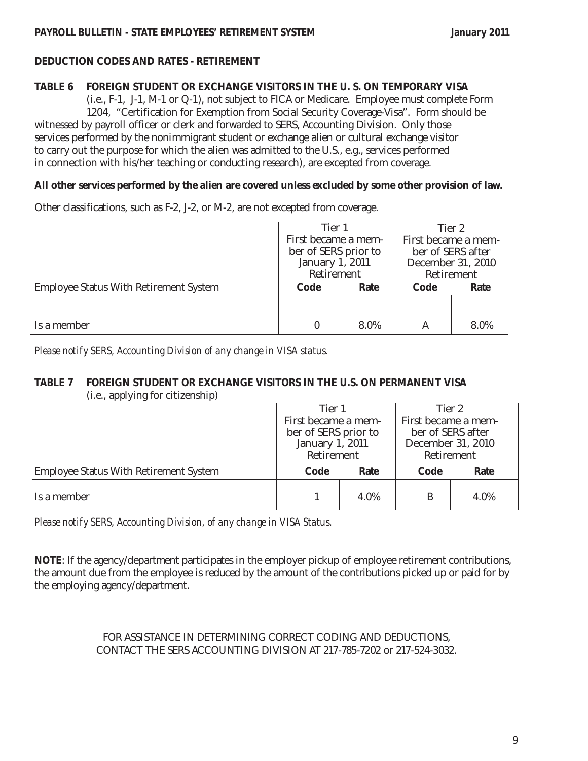## DEDUCTION CODES AND RATES - RETIREMENT

**TABLE 6 FOREIGN STUDENT OR EXCHANGE VISITORS IN THE U. S. ON TEMPORARY VISA**
(i.e., F-1, J-1, M-1 or Q-1), not subject to FICA or Medicare. Employee must complete Form 1204, "Certification for Exemption from Social Security Coverage-Visa". Form should be witnessed by payroll officer or clerk and forwarded to SERS, Accounting Division. Only those services performed by the nonimmigrant student or exchange alien or cultural exchange visitor to carry out the purpose for which the alien was admitted to the U.S., e.g., services performed in connection with his/her teaching or conducting research), are excepted from coverage.

**All other services performed by the alien are covered unless excluded by some other provision of law.**

Other classifications, such as F-2, J-2, or M-2, are not excepted from coverage.

| | Tier 1 First became a member of SERS prior to January 1, 2011 Retirement | | Tier 2 First became a member of SERS after December 31, 2010 Retirement | |
|---|---|---|---|---|
| Employee Status With Retirement System | **Code** | **Rate** | **Code** | **Rate** |
| Is a member | 0 | 8.0% | A | 8.0% |

*Please notify SERS, Accounting Division of any change in VISA status.*

**TABLE 7 FOREIGN STUDENT OR EXCHANGE VISITORS IN THE U.S. ON PERMANENT VISA**
(i.e., applying for citizenship)

| | Tier 1 First became a member of SERS prior to January 1, 2011 Retirement | | Tier 2 First became a member of SERS after December 31, 2010 Retirement | |
|---|---|---|---|---|
| Employee Status With Retirement System | **Code** | **Rate** | **Code** | **Rate** |
| Is a member | 1 | 4.0% | B | 4.0% |

*Please notify SERS, Accounting Division, of any change in VISA Status.*

**NOTE**: If the agency/department participates in the employer pickup of employee retirement contributions, the amount due from the employee is reduced by the amount of the contributions picked up or paid for by the employing agency/department.

FOR ASSISTANCE IN DETERMINING CORRECT CODING AND DEDUCTIONS, CONTACT THE SERS ACCOUNTING DIVISION AT 217-785-7202 or 217-524-3032.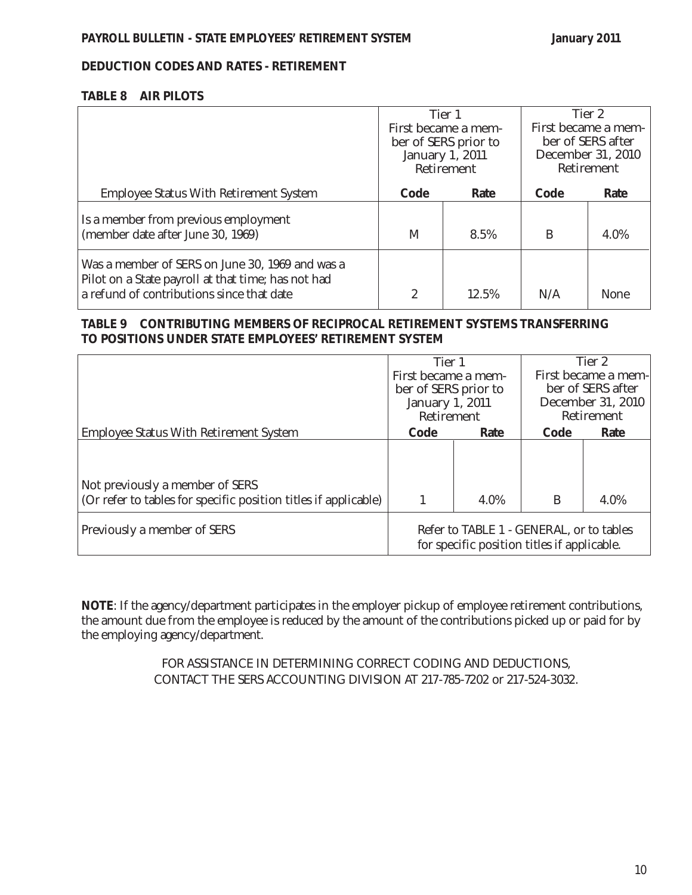## DEDUCTION CODES AND RATES - RETIREMENT

### TABLE 8 AIR PILOTS

| | Tier 1 First became a member of SERS prior to January 1, 2011 Retirement | | Tier 2 First became a member of SERS after December 31, 2010 Retirement | |
|---|---|---|---|---|
| **Employee Status With Retirement System** | **Code** | **Rate** | **Code** | **Rate** |
| Is a member from previous employment (member date after June 30, 1969) | M | 8.5% | B | 4.0% |
| Was a member of SERS on June 30, 1969 and was a Pilot on a State payroll at that time; has not had a refund of contributions since that date | 2 | 12.5% | N/A | None |

### TABLE 9 CONTRIBUTING MEMBERS OF RECIPROCAL RETIREMENT SYSTEMS TRANSFERRING TO POSITIONS UNDER STATE EMPLOYEES' RETIREMENT SYSTEM

| | Tier 1 First became a member of SERS prior to January 1, 2011 Retirement | | Tier 2 First became a member of SERS after December 31, 2010 Retirement | |
|---|---|---|---|---|
| **Employee Status With Retirement System** | **Code** | **Rate** | **Code** | **Rate** |
| Not previously a member of SERS (Or refer to tables for specific position titles if applicable) | 1 | 4.0% | B | 4.0% |
| Previously a member of SERS | Refer to TABLE 1 - GENERAL, or to tables for specific position titles if applicable. | | | |

**NOTE**: If the agency/department participates in the employer pickup of employee retirement contributions, the amount due from the employee is reduced by the amount of the contributions picked up or paid for by the employing agency/department.

FOR ASSISTANCE IN DETERMINING CORRECT CODING AND DEDUCTIONS, CONTACT THE SERS ACCOUNTING DIVISION AT 217-785-7202 or 217-524-3032.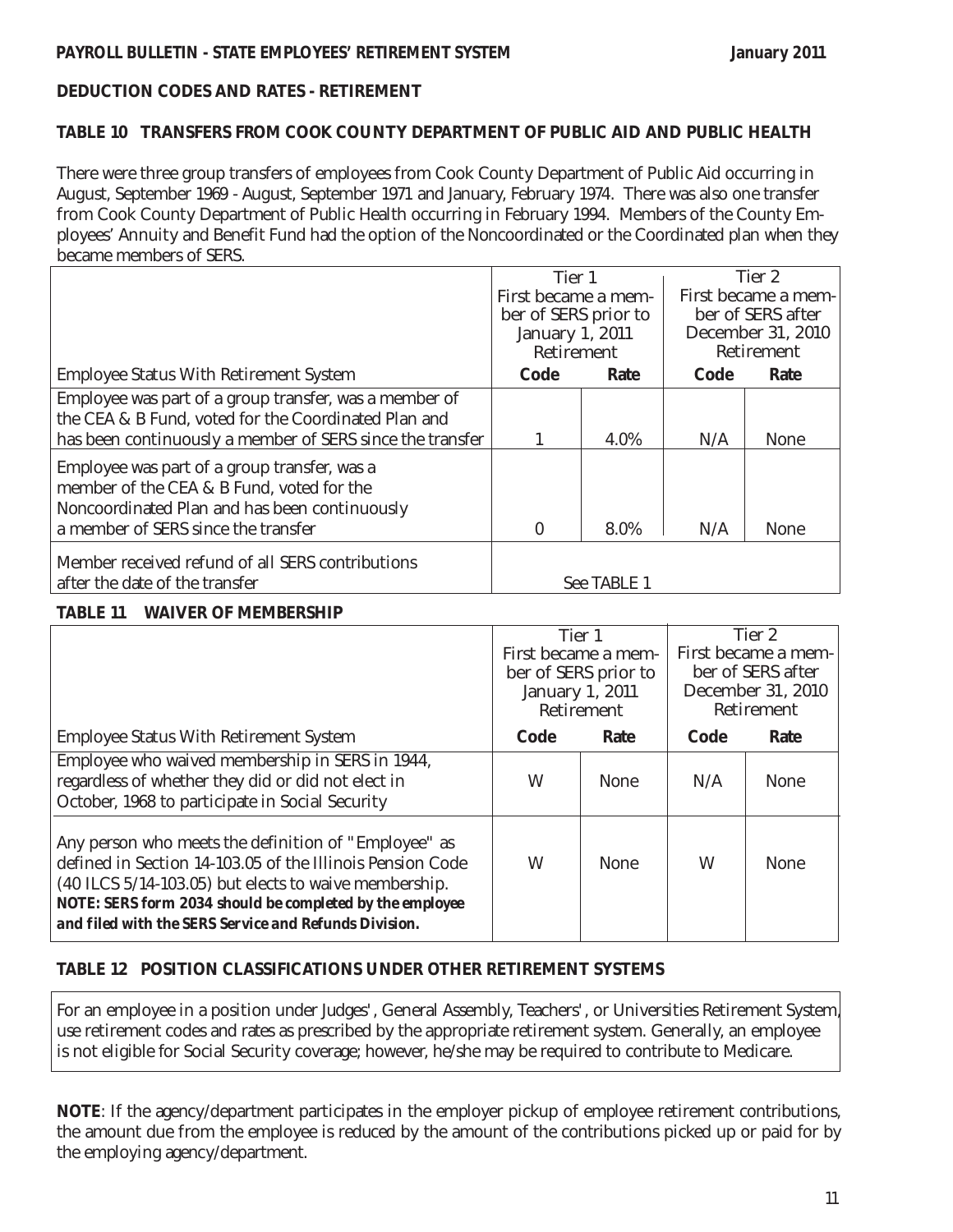**DEDUCTION CODES AND RATES - RETIREMENT**

**TABLE 10 TRANSFERS FROM COOK COUNTY DEPARTMENT OF PUBLIC AID AND PUBLIC HEALTH**

There were three group transfers of employees from Cook County Department of Public Aid occurring in August, September 1969 - August, September 1971 and January, February 1974. There was also one transfer from Cook County Department of Public Health occurring in February 1994. Members of the County Employees' Annuity and Benefit Fund had the option of the Noncoordinated or the Coordinated plan when they became members of SERS.

| | Tier 1 First became a member of SERS prior to January 1, 2011 Retirement | | Tier 2 First became a member of SERS after December 31, 2010 Retirement | |
|---|---|---|---|---|
| Employee Status With Retirement System | **Code** | **Rate** | **Code** | **Rate** |
| Employee was part of a group transfer, was a member of the CEA & B Fund, voted for the Coordinated Plan and has been continuously a member of SERS since the transfer | 1 | 4.0% | N/A | None |
| Employee was part of a group transfer, was a member of the CEA & B Fund, voted for the Noncoordinated Plan and has been continuously a member of SERS since the transfer | 0 | 8.0% | N/A | None |
| Member received refund of all SERS contributions after the date of the transfer | See TABLE 1 | | | |

**TABLE 11 WAIVER OF MEMBERSHIP**

| | Tier 1 First became a member of SERS prior to January 1, 2011 Retirement | | Tier 2 First became a member of SERS after December 31, 2010 Retirement | |
|---|---|---|---|---|
| Employee Status With Retirement System | **Code** | **Rate** | **Code** | **Rate** |
| Employee who waived membership in SERS in 1944, regardless of whether they did or did not elect in October, 1968 to participate in Social Security | W | None | N/A | None |
| Any person who meets the definition of "Employee" as defined in Section 14-103.05 of the Illinois Pension Code (40 ILCS 5/14-103.05) but elects to waive membership. ***NOTE: SERS form 2034 should be completed by the employee and filed with the SERS Service and Refunds Division.*** | W | None | W | None |

**TABLE 12 POSITION CLASSIFICATIONS UNDER OTHER RETIREMENT SYSTEMS**

For an employee in a position under Judges', General Assembly, Teachers', or Universities Retirement System, use retirement codes and rates as prescribed by the appropriate retirement system. Generally, an employee is not eligible for Social Security coverage; however, he/she may be required to contribute to Medicare.

**NOTE**: If the agency/department participates in the employer pickup of employee retirement contributions, the amount due from the employee is reduced by the amount of the contributions picked up or paid for by the employing agency/department.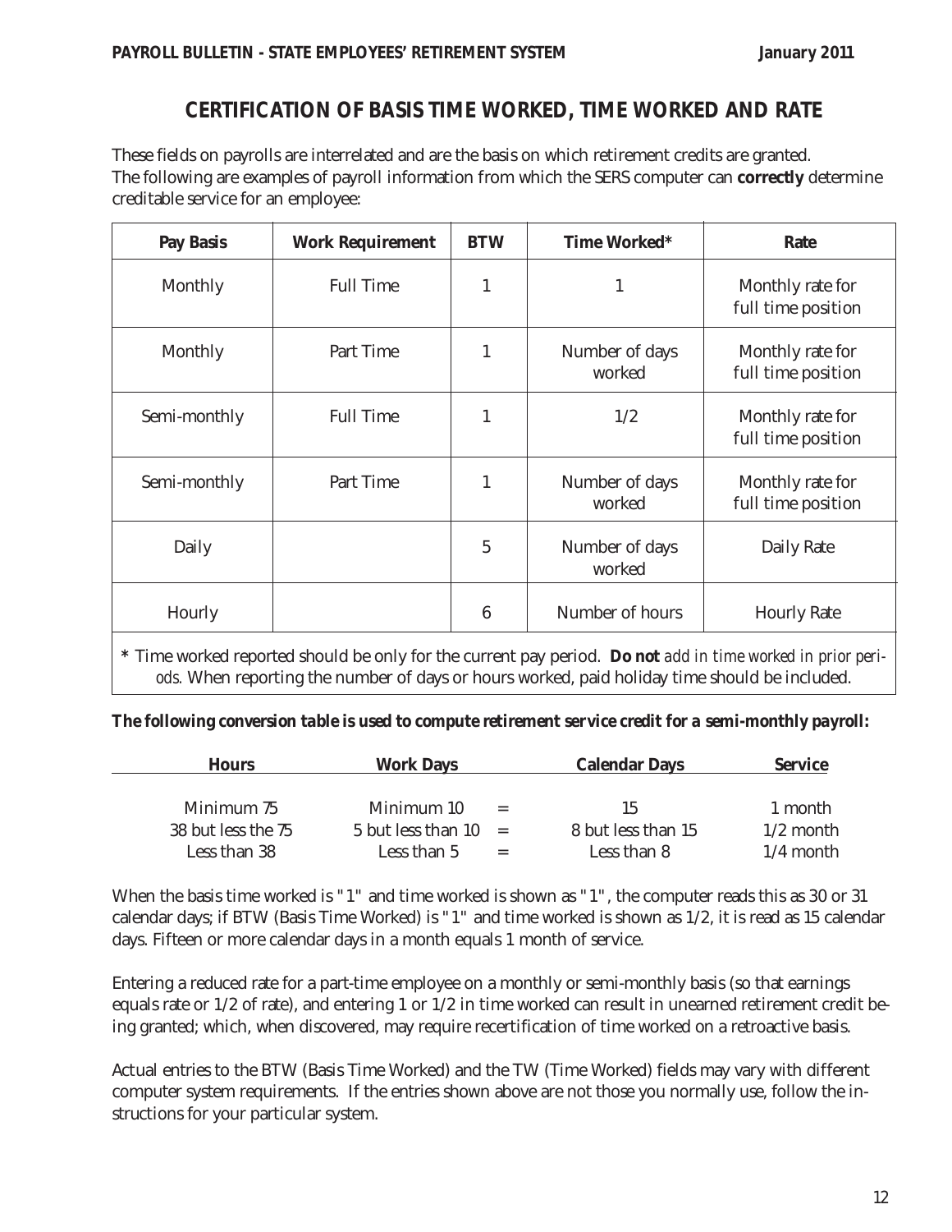## CERTIFICATION OF BASIS TIME WORKED, TIME WORKED AND RATE

These fields on payrolls are interrelated and are the basis on which retirement credits are granted. The following are examples of payroll information from which the SERS computer can **correctly** determine creditable service for an employee:

| Pay Basis | Work Requirement | BTW | Time Worked* | Rate |
|---|---|---|---|---|
| Monthly | Full Time | 1 | 1 | Monthly rate for full time position |
| Monthly | Part Time | 1 | Number of days worked | Monthly rate for full time position |
| Semi-monthly | Full Time | 1 | 1/2 | Monthly rate for full time position |
| Semi-monthly | Part Time | 1 | Number of days worked | Monthly rate for full time position |
| Daily | | 5 | Number of days worked | Daily Rate |
| Hourly | | 6 | Number of hours | Hourly Rate |

\* Time worked reported should be only for the current pay period. **Do not** *add in time worked in prior periods.* When reporting the number of days or hours worked, paid holiday time should be included.

***The following conversion table is used to compute retirement service credit for a semi-monthly payroll:***

| Hours | Work Days | | Calendar Days | Service |
|---|---|---|---|---|
| Minimum 75 | Minimum 10 | = | 15 | 1 month |
| 38 but less the 75 | 5 but less than 10 | = | 8 but less than 15 | 1/2 month |
| Less than 38 | Less than 5 | = | Less than 8 | 1/4 month |

When the basis time worked is "1" and time worked is shown as "1", the computer reads this as 30 or 31 calendar days; if BTW (Basis Time Worked) is "1" and time worked is shown as 1/2, it is read as 15 calendar days. Fifteen or more calendar days in a month equals 1 month of service.

Entering a reduced rate for a part-time employee on a monthly or semi-monthly basis (so that earnings equals rate or 1/2 of rate), and entering 1 or 1/2 in time worked can result in unearned retirement credit being granted; which, when discovered, may require recertification of time worked on a retroactive basis.

Actual entries to the BTW (Basis Time Worked) and the TW (Time Worked) fields may vary with different computer system requirements. If the entries shown above are not those you normally use, follow the instructions for your particular system.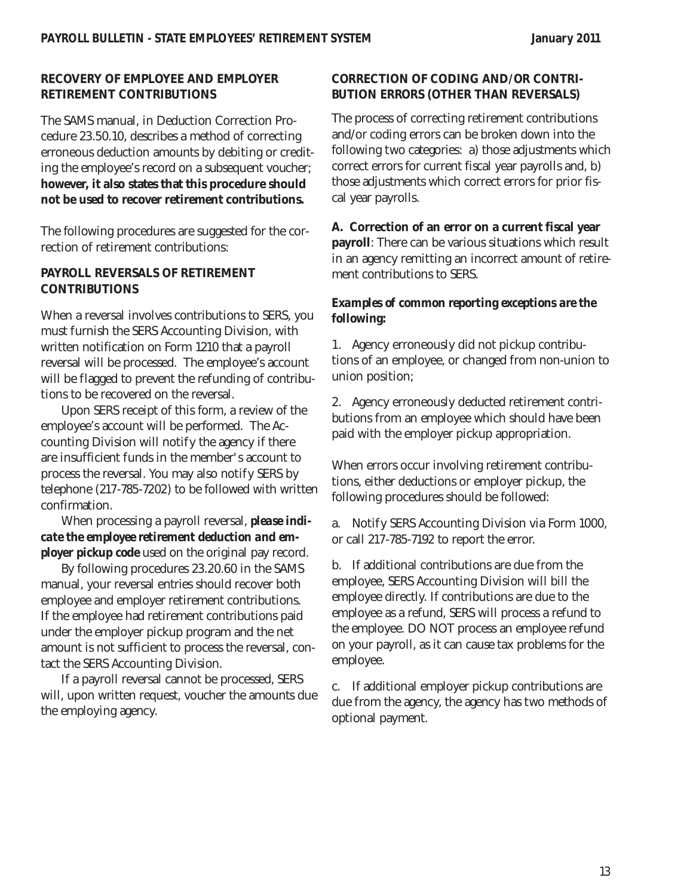## RECOVERY OF EMPLOYEE AND EMPLOYER RETIREMENT CONTRIBUTIONS

The SAMS manual, in Deduction Correction Procedure 23.50.10, describes a method of correcting erroneous deduction amounts by debiting or crediting the employee's record on a subsequent voucher; **however, it also states that this procedure should not be used to recover retirement contributions.**

The following procedures are suggested for the correction of retirement contributions:

## PAYROLL REVERSALS OF RETIREMENT CONTRIBUTIONS

When a reversal involves contributions to SERS, you must furnish the SERS Accounting Division, with written notification on Form 1210 that a payroll reversal will be processed. The employee's account will be flagged to prevent the refunding of contributions to be recovered on the reversal.

Upon SERS receipt of this form, a review of the employee's account will be performed. The Accounting Division will notify the agency if there are insufficient funds in the member's account to process the reversal. You may also notify SERS by telephone (217-785-7202) to be followed with written confirmation.

When processing a payroll reversal, ***please indicate the employee retirement deduction and employer pickup code*** used on the original pay record.

By following procedures 23.20.60 in the SAMS manual, your reversal entries should recover both employee and employer retirement contributions. If the employee had retirement contributions paid under the employer pickup program and the net amount is not sufficient to process the reversal, contact the SERS Accounting Division.

If a payroll reversal cannot be processed, SERS will, upon written request, voucher the amounts due the employing agency.

## CORRECTION OF CODING AND/OR CONTRIBUTION ERRORS (OTHER THAN REVERSALS)

The process of correcting retirement contributions and/or coding errors can be broken down into the following two categories: a) those adjustments which correct errors for current fiscal year payrolls and, b) those adjustments which correct errors for prior fiscal year payrolls.

**A. Correction of an error on a current fiscal year payroll**: There can be various situations which result in an agency remitting an incorrect amount of retirement contributions to SERS.

***Examples of common reporting exceptions are the following:***

1. Agency erroneously did not pickup contributions of an employee, or changed from non-union to union position;

2. Agency erroneously deducted retirement contributions from an employee which should have been paid with the employer pickup appropriation.

When errors occur involving retirement contributions, either deductions or employer pickup, the following procedures should be followed:

a. Notify SERS Accounting Division via Form 1000, or call 217-785-7192 to report the error.

b. If additional contributions are due from the employee, SERS Accounting Division will bill the employee directly. If contributions are due to the employee as a refund, SERS will process a refund to the employee. DO NOT process an employee refund on your payroll, as it can cause tax problems for the employee.

c. If additional employer pickup contributions are due from the agency, the agency has two methods of optional payment.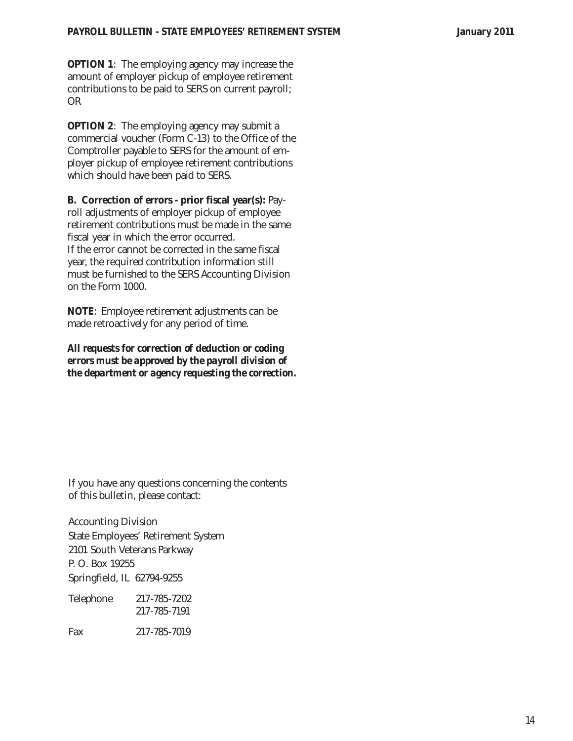**OPTION 1**: The employing agency may increase the amount of employer pickup of employee retirement contributions to be paid to SERS on current payroll; OR

**OPTION 2**: The employing agency may submit a commercial voucher (Form C-13) to the Office of the Comptroller payable to SERS for the amount of employer pickup of employee retirement contributions which should have been paid to SERS.

**B. Correction of errors - prior fiscal year(s):** Payroll adjustments of employer pickup of employee retirement contributions must be made in the same fiscal year in which the error occurred.
If the error cannot be corrected in the same fiscal year, the required contribution information still must be furnished to the SERS Accounting Division on the Form 1000.

**NOTE**: Employee retirement adjustments can be made retroactively for any period of time.

***All requests for correction of deduction or coding errors must be approved by the payroll division of the department or agency requesting the correction.***

If you have any questions concerning the contents of this bulletin, please contact:

Accounting Division
State Employees' Retirement System
2101 South Veterans Parkway
P. O. Box 19255
Springfield, IL 62794-9255

| | |
|---|---|
| Telephone | 217-785-7202 |
| | 217-785-7191 |
| Fax | 217-785-7019 |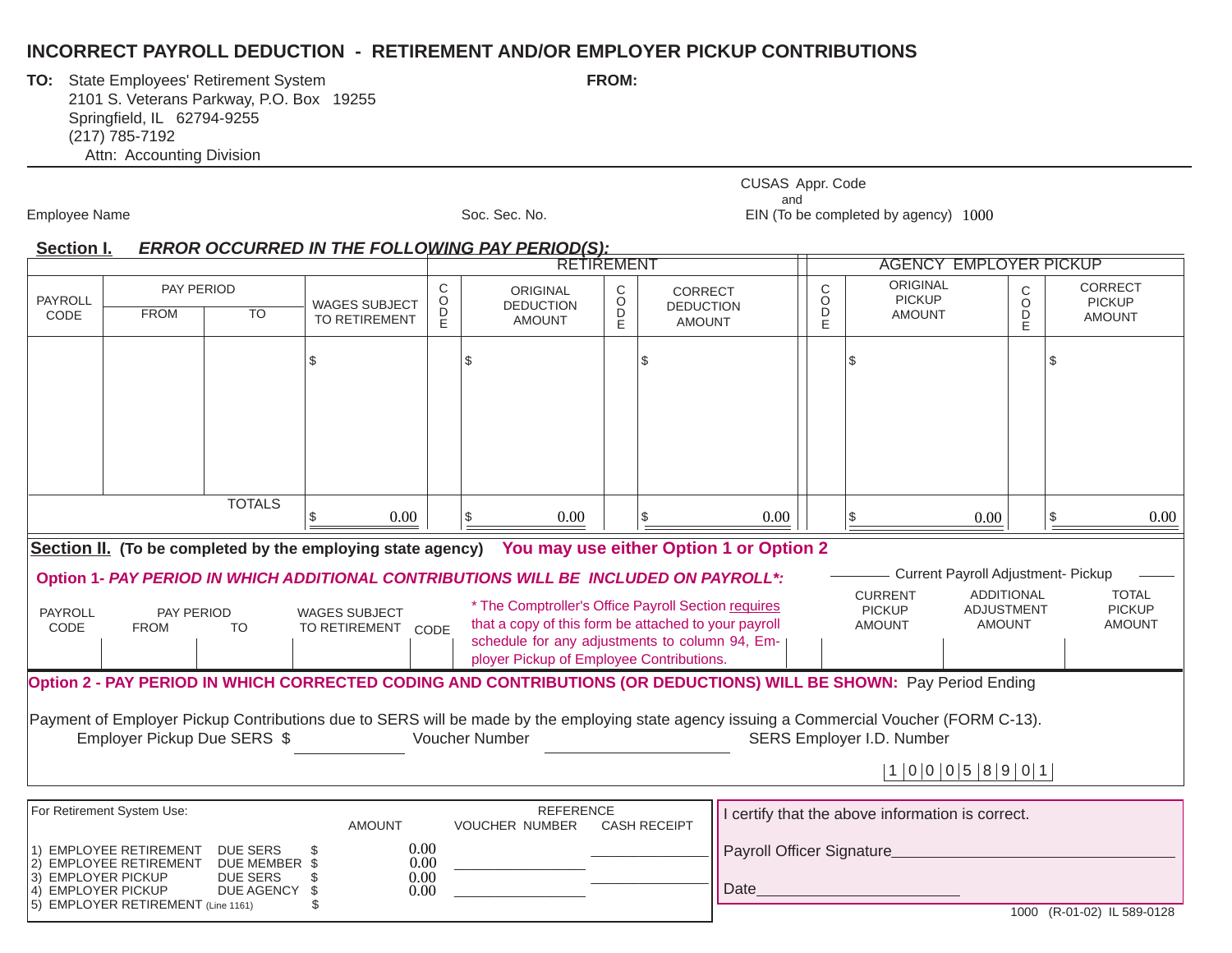# INCORRECT PAYROLL DEDUCTION - RETIREMENT AND/OR EMPLOYER PICKUP CONTRIBUTIONS

**TO:** State Employees' Retirement System
2101 S. Veterans Parkway, P.O. Box 19255
Springfield, IL 62794-9255
(217) 785-7192
Attn: Accounting Division

**FROM:**

Employee Name

Soc. Sec. No.

CUSAS Appr. Code and EIN (To be completed by agency) 1000

**Section I.** ***ERROR OCCURRED IN THE FOLLOWING PAY PERIOD(S):***

| PAYROLL CODE | PAY PERIOD FROM | PAY PERIOD TO | WAGES SUBJECT TO RETIREMENT | RETIREMENT: CODE | RETIREMENT: ORIGINAL DEDUCTION AMOUNT | RETIREMENT: CODE | RETIREMENT: CORRECT DEDUCTION AMOUNT | AGENCY EMPLOYER PICKUP: CODE | AGENCY EMPLOYER PICKUP: ORIGINAL PICKUP AMOUNT | AGENCY EMPLOYER PICKUP: CODE | AGENCY EMPLOYER PICKUP: CORRECT PICKUP AMOUNT |
|---|---|---|---|---|---|---|---|---|---|---|---|
| | | | $ | | $ | | $ | | $ | | $ |
| | | TOTALS | $ 0.00 | | $ 0.00 | | $ 0.00 | | $ 0.00 | | $ 0.00 |

**Section II.** **(To be completed by the employing state agency)** **You may use either Option 1 or Option 2**

**Option 1-** ***PAY PERIOD IN WHICH ADDITIONAL CONTRIBUTIONS WILL BE INCLUDED ON PAYROLL\*:***

| PAYROLL CODE | PAY PERIOD FROM | PAY PERIOD TO | WAGES SUBJECT TO RETIREMENT | CODE | | Current Payroll Adjustment- Pickup: CURRENT PICKUP AMOUNT | ADDITIONAL ADJUSTMENT AMOUNT | TOTAL PICKUP AMOUNT |
|---|---|---|---|---|---|---|---|---|
| | | | | | \* The Comptroller's Office Payroll Section requires that a copy of this form be attached to your payroll schedule for any adjustments to column 94, Employer Pickup of Employee Contributions. | | | |

**Option 2 - PAY PERIOD IN WHICH CORRECTED CODING AND CONTRIBUTIONS (OR DEDUCTIONS) WILL BE SHOWN:** Pay Period Ending

Payment of Employer Pickup Contributions due to SERS will be made by the employing state agency issuing a Commercial Voucher (FORM C-13).

Employer Pickup Due SERS $ ________ Voucher Number ________ SERS Employer I.D. Number

1 0 0 0 5 8 9 0 1

For Retirement System Use:

| | | AMOUNT | REFERENCE VOUCHER NUMBER | REFERENCE CASH RECEIPT |
|---|---|---|---|---|
| 1) EMPLOYEE RETIREMENT | DUE SERS | $ 0.00 | | |
| 2) EMPLOYEE RETIREMENT | DUE MEMBER | $ 0.00 | | |
| 3) EMPLOYER PICKUP | DUE SERS | $ 0.00 | | |
| 4) EMPLOYER PICKUP | DUE AGENCY | $ 0.00 | | |
| 5) EMPLOYER RETIREMENT (Line 1161) | | $ | | |

I certify that the above information is correct.

Payroll Officer Signature________________________

Date________________

1000 (R-01-02) IL 589-0128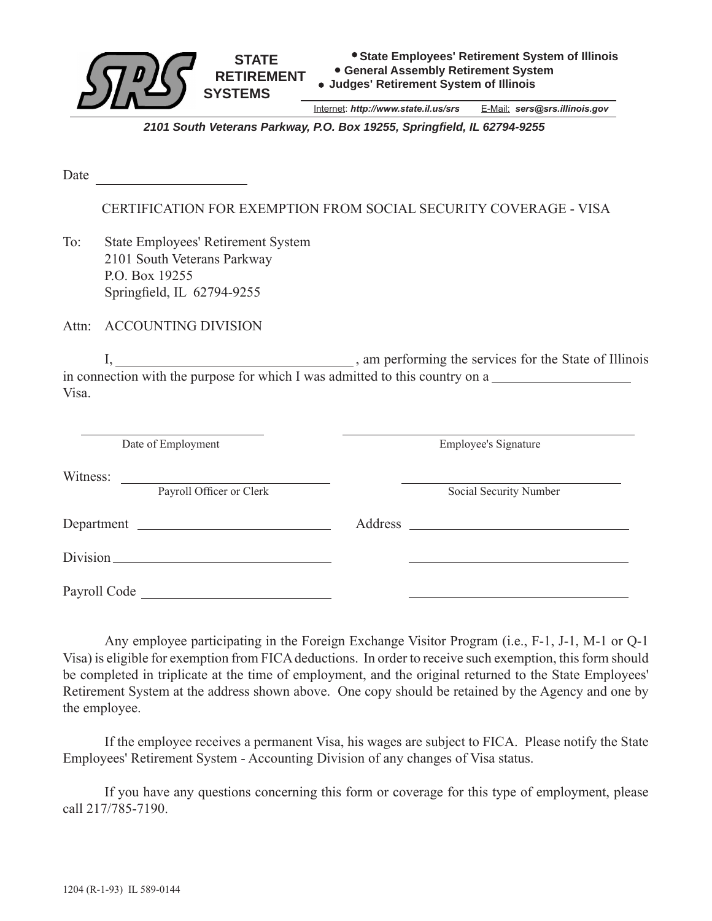**SRS** **STATE RETIREMENT SYSTEMS**

- **State Employees' Retirement System of Illinois**
- **General Assembly Retirement System**
- **Judges' Retirement System of Illinois**

Internet: ***http://www.state.il.us/srs*** E-Mail: ***sers@srs.illinois.gov***

***2101 South Veterans Parkway, P.O. Box 19255, Springfield, IL 62794-9255***

Date \_\_\_\_\_\_\_\_\_\_\_\_\_\_\_\_\_\_\_\_

CERTIFICATION FOR EXEMPTION FROM SOCIAL SECURITY COVERAGE - VISA

To: State Employees' Retirement System
2101 South Veterans Parkway
P.O. Box 19255
Springfield, IL 62794-9255

Attn: ACCOUNTING DIVISION

I, \_\_\_\_\_\_\_\_\_\_\_\_\_\_\_\_\_\_\_\_\_\_\_\_\_\_\_\_\_\_, am performing the services for the State of Illinois in connection with the purpose for which I was admitted to this country on a \_\_\_\_\_\_\_\_\_\_\_\_\_\_\_\_\_\_ Visa.

\_\_\_\_\_\_\_\_\_\_\_\_\_\_\_\_\_\_\_\_\_\_\_\_\_ \_\_\_\_\_\_\_\_\_\_\_\_\_\_\_\_\_\_\_\_\_\_\_\_\_\_\_\_\_\_\_\_
Date of Employment Employee's Signature

Witness: \_\_\_\_\_\_\_\_\_\_\_\_\_\_\_\_\_\_\_\_\_\_\_\_\_\_ \_\_\_\_\_\_\_\_\_\_\_\_\_\_\_\_\_\_\_\_\_\_\_\_\_\_\_\_\_\_
Payroll Officer or Clerk Social Security Number

Department \_\_\_\_\_\_\_\_\_\_\_\_\_\_\_\_\_\_\_\_\_\_\_\_ Address \_\_\_\_\_\_\_\_\_\_\_\_\_\_\_\_\_\_\_\_\_\_\_\_\_\_\_\_\_\_

Division \_\_\_\_\_\_\_\_\_\_\_\_\_\_\_\_\_\_\_\_\_\_\_\_\_\_ \_\_\_\_\_\_\_\_\_\_\_\_\_\_\_\_\_\_\_\_\_\_\_\_\_\_\_\_\_\_

Payroll Code \_\_\_\_\_\_\_\_\_\_\_\_\_\_\_\_\_\_\_\_\_\_\_ \_\_\_\_\_\_\_\_\_\_\_\_\_\_\_\_\_\_\_\_\_\_\_\_\_\_\_\_\_\_

Any employee participating in the Foreign Exchange Visitor Program (i.e., F-1, J-1, M-1 or Q-1 Visa) is eligible for exemption from FICA deductions. In order to receive such exemption, this form should be completed in triplicate at the time of employment, and the original returned to the State Employees' Retirement System at the address shown above. One copy should be retained by the Agency and one by the employee.

If the employee receives a permanent Visa, his wages are subject to FICA. Please notify the State Employees' Retirement System - Accounting Division of any changes of Visa status.

If you have any questions concerning this form or coverage for this type of employment, please call 217/785-7190.

1204 (R-1-93) IL 589-0144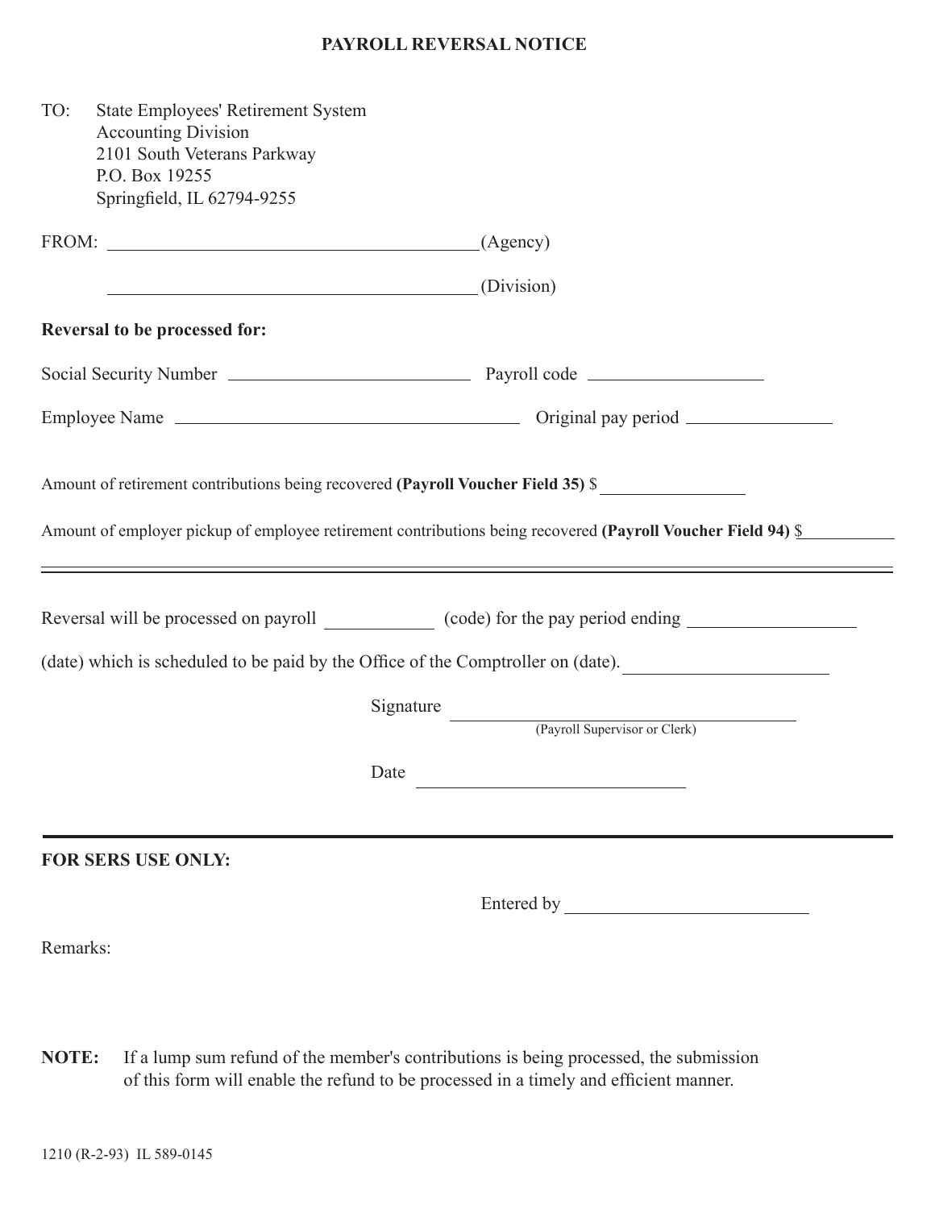# PAYROLL REVERSAL NOTICE

TO: State Employees' Retirement System
Accounting Division
2101 South Veterans Parkway
P.O. Box 19255
Springfield, IL 62794-9255

FROM: ________________________________ (Agency)

________________________________ (Division)

**Reversal to be processed for:**

Social Security Number ____________________ Payroll code ______________

Employee Name ____________________________ Original pay period ____________

Amount of retirement contributions being recovered **(Payroll Voucher Field 35)** $____________

Amount of employer pickup of employee retirement contributions being recovered **(Payroll Voucher Field 94)** $____________

---

Reversal will be processed on payroll ________ (code) for the pay period ending ______________

(date) which is scheduled to be paid by the Office of the Comptroller on (date). ________________

Signature ______________________________
(Payroll Supervisor or Clerk)

Date ______________________

---

**FOR SERS USE ONLY:**

Entered by ____________________

Remarks:

**NOTE:** If a lump sum refund of the member's contributions is being processed, the submission of this form will enable the refund to be processed in a timely and efficient manner.

1210 (R-2-93) IL 589-0145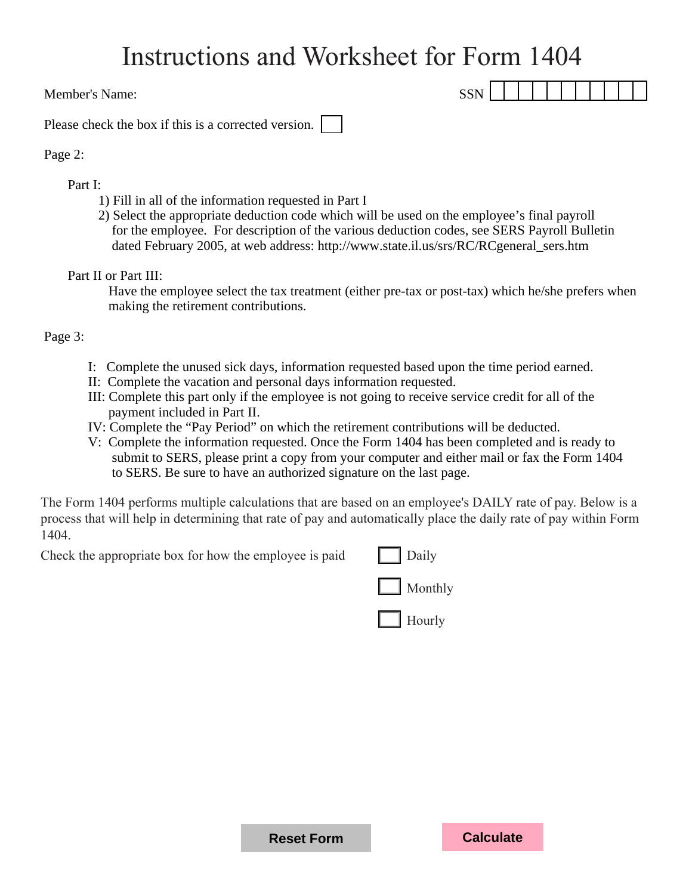# Instructions and Worksheet for Form 1404

Member's Name: SSN

Please check the box if this is a corrected version. ☐

Page 2:

Part I:

1) Fill in all of the information requested in Part I
2) Select the appropriate deduction code which will be used on the employee's final payroll for the employee. For description of the various deduction codes, see SERS Payroll Bulletin dated February 2005, at web address: http://www.state.il.us/srs/RC/RCgeneral_sers.htm

Part II or Part III:

Have the employee select the tax treatment (either pre-tax or post-tax) which he/she prefers when making the retirement contributions.

Page 3:

I: Complete the unused sick days, information requested based upon the time period earned.
II: Complete the vacation and personal days information requested.
III: Complete this part only if the employee is not going to receive service credit for all of the payment included in Part II.
IV: Complete the "Pay Period" on which the retirement contributions will be deducted.
V: Complete the information requested. Once the Form 1404 has been completed and is ready to submit to SERS, please print a copy from your computer and either mail or fax the Form 1404 to SERS. Be sure to have an authorized signature on the last page.

The Form 1404 performs multiple calculations that are based on an employee's DAILY rate of pay. Below is a process that will help in determining that rate of pay and automatically place the daily rate of pay within Form 1404.

Check the appropriate box for how the employee is paid

☐ Daily

☐ Monthly

☐ Hourly

**Reset Form** **Calculate**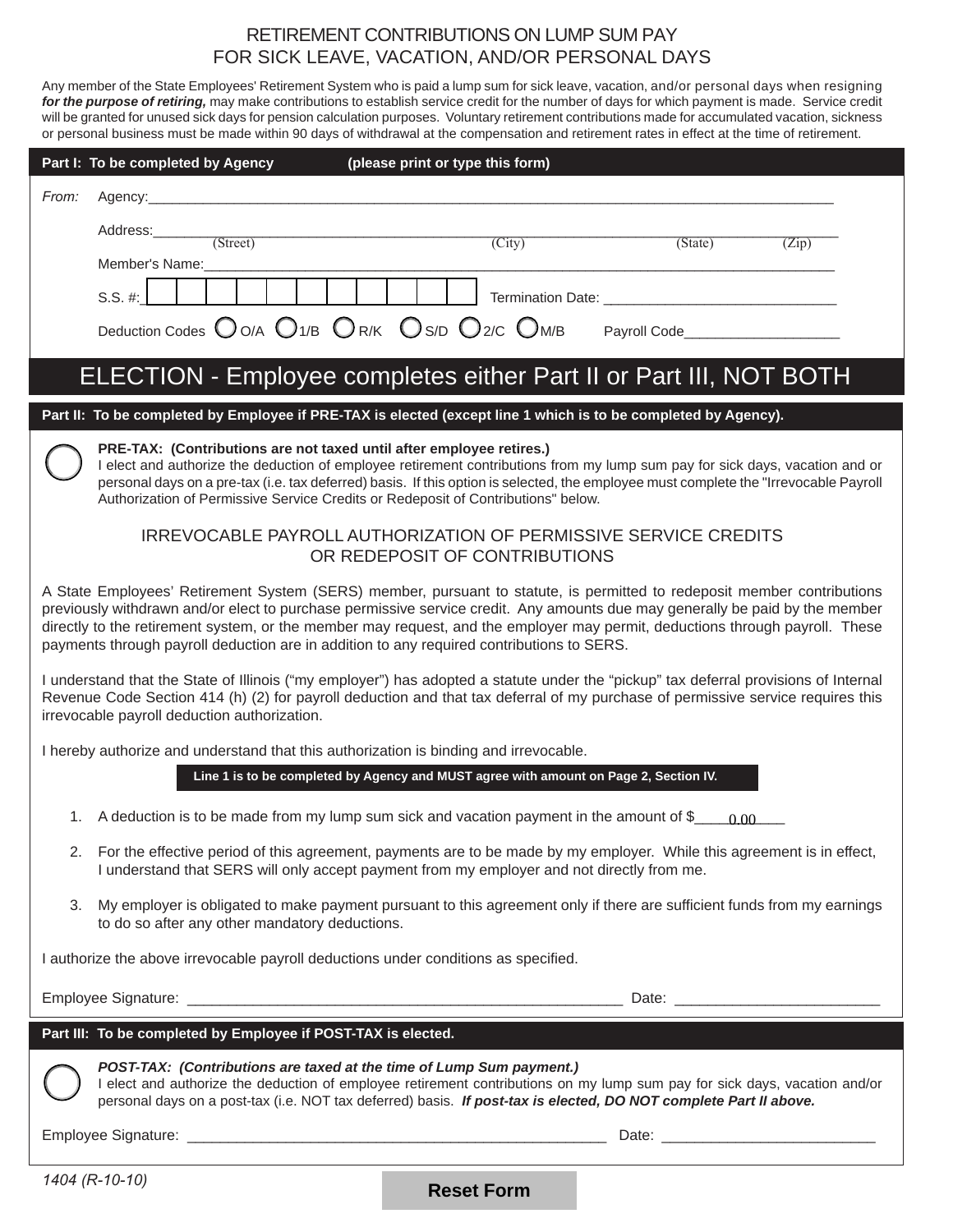# RETIREMENT CONTRIBUTIONS ON LUMP SUM PAY FOR SICK LEAVE, VACATION, AND/OR PERSONAL DAYS

Any member of the State Employees' Retirement System who is paid a lump sum for sick leave, vacation, and/or personal days when resigning ***for the purpose of retiring,*** may make contributions to establish service credit for the number of days for which payment is made. Service credit will be granted for unused sick days for pension calculation purposes. Voluntary retirement contributions made for accumulated vacation, sickness or personal business must be made within 90 days of withdrawal at the compensation and retirement rates in effect at the time of retirement.

**Part I: To be completed by Agency (please print or type this form)**

*From:* Agency:______________________________

Address:______________________________
(Street) (City) (State) (Zip)

Member's Name:______________________________

S.S. #: | | | | | | | | | | Termination Date: ______________________________

Deduction Codes ◯ O/A ◯ 1/B ◯ R/K ◯ S/D ◯ 2/C ◯ M/B Payroll Code____________________

## ELECTION - Employee completes either Part II or Part III, NOT BOTH

**Part II: To be completed by Employee if PRE-TAX is elected (except line 1 which is to be completed by Agency).**

◯ **PRE-TAX: (Contributions are not taxed until after employee retires.)**
I elect and authorize the deduction of employee retirement contributions from my lump sum pay for sick days, vacation and or personal days on a pre-tax (i.e. tax deferred) basis. If this option is selected, the employee must complete the "Irrevocable Payroll Authorization of Permissive Service Credits or Redeposit of Contributions" below.

### IRREVOCABLE PAYROLL AUTHORIZATION OF PERMISSIVE SERVICE CREDITS OR REDEPOSIT OF CONTRIBUTIONS

A State Employees' Retirement System (SERS) member, pursuant to statute, is permitted to redeposit member contributions previously withdrawn and/or elect to purchase permissive service credit. Any amounts due may generally be paid by the member directly to the retirement system, or the member may request, and the employer may permit, deductions through payroll. These payments through payroll deduction are in addition to any required contributions to SERS.

I understand that the State of Illinois ("my employer") has adopted a statute under the "pickup" tax deferral provisions of Internal Revenue Code Section 414 (h) (2) for payroll deduction and that tax deferral of my purchase of permissive service requires this irrevocable payroll deduction authorization.

I hereby authorize and understand that this authorization is binding and irrevocable.

**Line 1 is to be completed by Agency and MUST agree with amount on Page 2, Section IV.**

1. A deduction is to be made from my lump sum sick and vacation payment in the amount of $____0.00____
2. For the effective period of this agreement, payments are to be made by my employer. While this agreement is in effect, I understand that SERS will only accept payment from my employer and not directly from me.
3. My employer is obligated to make payment pursuant to this agreement only if there are sufficient funds from my earnings to do so after any other mandatory deductions.

I authorize the above irrevocable payroll deductions under conditions as specified.

Employee Signature: ______________________________ Date: ______________________

**Part III: To be completed by Employee if POST-TAX is elected.**

◯ ***POST-TAX: (Contributions are taxed at the time of Lump Sum payment.)***
I elect and authorize the deduction of employee retirement contributions on my lump sum pay for sick days, vacation and/or personal days on a post-tax (i.e. NOT tax deferred) basis. ***If post-tax is elected, DO NOT complete Part II above.***

Employee Signature: ______________________________ Date: ______________________

*1404 (R-10-10)*

Reset Form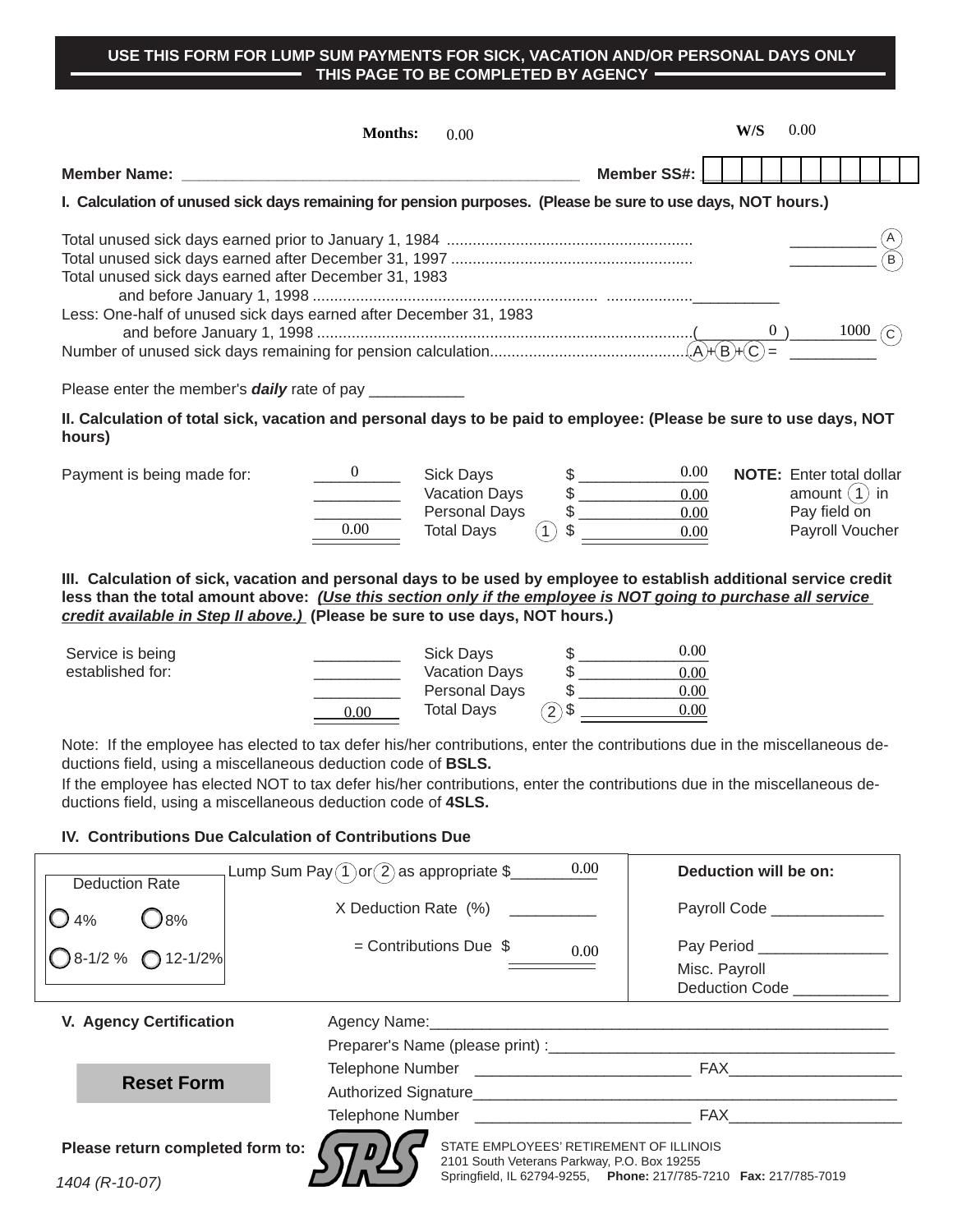**USE THIS FORM FOR LUMP SUM PAYMENTS FOR SICK, VACATION AND/OR PERSONAL DAYS ONLY**
**THIS PAGE TO BE COMPLETED BY AGENCY**

**Months:** 0.00 **W/S** 0.00

**Member Name:** ________________________________________________ **Member SS#:** ___________

## I. Calculation of unused sick days remaining for pension purposes. (Please be sure to use days, NOT hours.)

Total unused sick days earned prior to January 1, 1984 .......................................................... __________ (A)

Total unused sick days earned after December 31, 1997 .......................................................... __________ (B)

Total unused sick days earned after December 31, 1983
and before January 1, 1998 .................................................................. ....................__________

Less: One-half of unused sick days earned after December 31, 1983
and before January 1, 1998 ......................................................................................( 0 )__1000__ (C)

Number of unused sick days remaining for pension calculation.............................................(A)+(B)+(C) = __________

Please enter the member's ***daily*** rate of pay ___________

## II. Calculation of total sick, vacation and personal days to be paid to employee: (Please be sure to use days, NOT hours)

| Payment is being made for: | Days | | | Amount |
|---|---|---|---|---|
| | 0 | Sick Days | | $ 0.00 |
| | | Vacation Days | | $ 0.00 |
| | | Personal Days | | $ 0.00 |
| | 0.00 | Total Days | (1) | $ 0.00 |

**NOTE:** Enter total dollar amount (1) in Pay field on Payroll Voucher

## III. Calculation of sick, vacation and personal days to be used by employee to establish additional service credit less than the total amount above: *(Use this section only if the employee is NOT going to purchase all service credit available in Step II above.)* (Please be sure to use days, NOT hours.)

| Service is being established for: | Days | | | Amount |
|---|---|---|---|---|
| | | Sick Days | | $ 0.00 |
| | | Vacation Days | | $ 0.00 |
| | | Personal Days | | $ 0.00 |
| | 0.00 | Total Days | (2) | $ 0.00 |

Note: If the employee has elected to tax defer his/her contributions, enter the contributions due in the miscellaneous deductions field, using a miscellaneous deduction code of **BSLS.**

If the employee has elected NOT to tax defer his/her contributions, enter the contributions due in the miscellaneous deductions field, using a miscellaneous deduction code of **4SLS.**

## IV. Contributions Due Calculation of Contributions Due

Deduction Rate

○ 4% ○ 8%

○ 8-1/2 % ○ 12-1/2%

Lump Sum Pay (1) or (2) as appropriate $ 0.00

X Deduction Rate (%) __________

= Contributions Due $ 0.00

**Deduction will be on:**

Payroll Code _____________

Pay Period _______________

Misc. Payroll Deduction Code ___________

## V. Agency Certification

Agency Name:_______________________________________________________

Preparer's Name (please print) :________________________________________

Telephone Number _________________________ FAX____________________

Authorized Signature__________________________________________________

Telephone Number _________________________ FAX____________________

Reset Form

**Please return completed form to:**

SRS

STATE EMPLOYEES' RETIREMENT OF ILLINOIS
2101 South Veterans Parkway, P.O. Box 19255
Springfield, IL 62794-9255, **Phone:** 217/785-7210 **Fax:** 217/785-7019

*1404 (R-10-07)*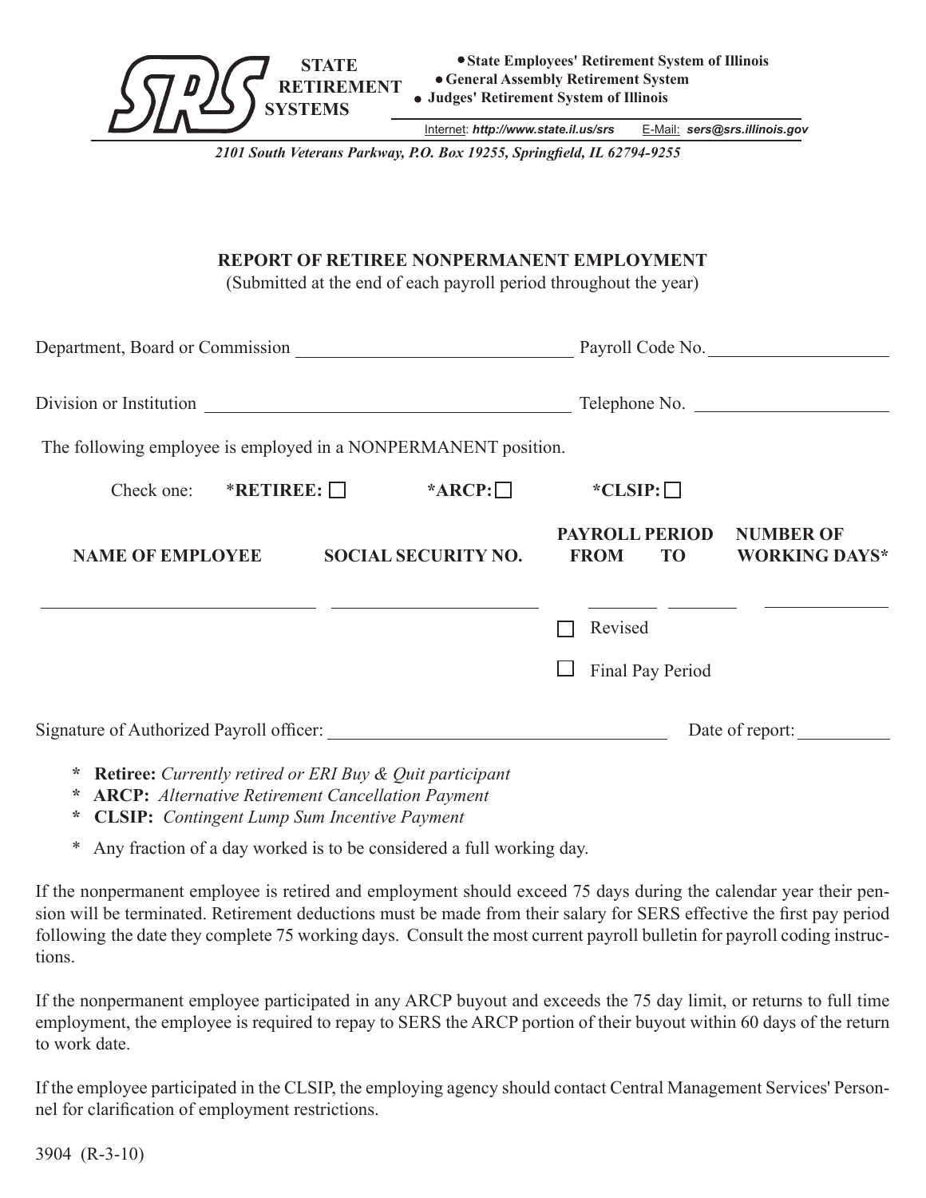**STATE RETIREMENT SYSTEMS**

- State Employees' Retirement System of Illinois
- General Assembly Retirement System
- Judges' Retirement System of Illinois

Internet: *http://www.state.il.us/srs* E-Mail: *sers@srs.illinois.gov*

*2101 South Veterans Parkway, P.O. Box 19255, Springfield, IL 62794-9255*

## REPORT OF RETIREE NONPERMANENT EMPLOYMENT

(Submitted at the end of each payroll period throughout the year)

Department, Board or Commission ______________________________ Payroll Code No. ____________________

Division or Institution ________________________________________ Telephone No. ______________________

The following employee is employed in a NONPERMANENT position.

Check one: ***RETIREE:** ☐ ***ARCP:** ☐ ***CLSIP:** ☐

| NAME OF EMPLOYEE | SOCIAL SECURITY NO. | PAYROLL PERIOD FROM | TO | NUMBER OF WORKING DAYS* |
|---|---|---|---|---|
| | | | | |

☐ Revised

☐ Final Pay Period

Signature of Authorized Payroll officer: ____________________________________ Date of report: __________

- \* **Retiree:** *Currently retired or ERI Buy & Quit participant*
- \* **ARCP:** *Alternative Retirement Cancellation Payment*
- \* **CLSIP:** *Contingent Lump Sum Incentive Payment*

\* Any fraction of a day worked is to be considered a full working day.

If the nonpermanent employee is retired and employment should exceed 75 days during the calendar year their pension will be terminated. Retirement deductions must be made from their salary for SERS effective the first pay period following the date they complete 75 working days. Consult the most current payroll bulletin for payroll coding instructions.

If the nonpermanent employee participated in any ARCP buyout and exceeds the 75 day limit, or returns to full time employment, the employee is required to repay to SERS the ARCP portion of their buyout within 60 days of the return to work date.

If the employee participated in the CLSIP, the employing agency should contact Central Management Services' Personnel for clarification of employment restrictions.

3904 (R-3-10)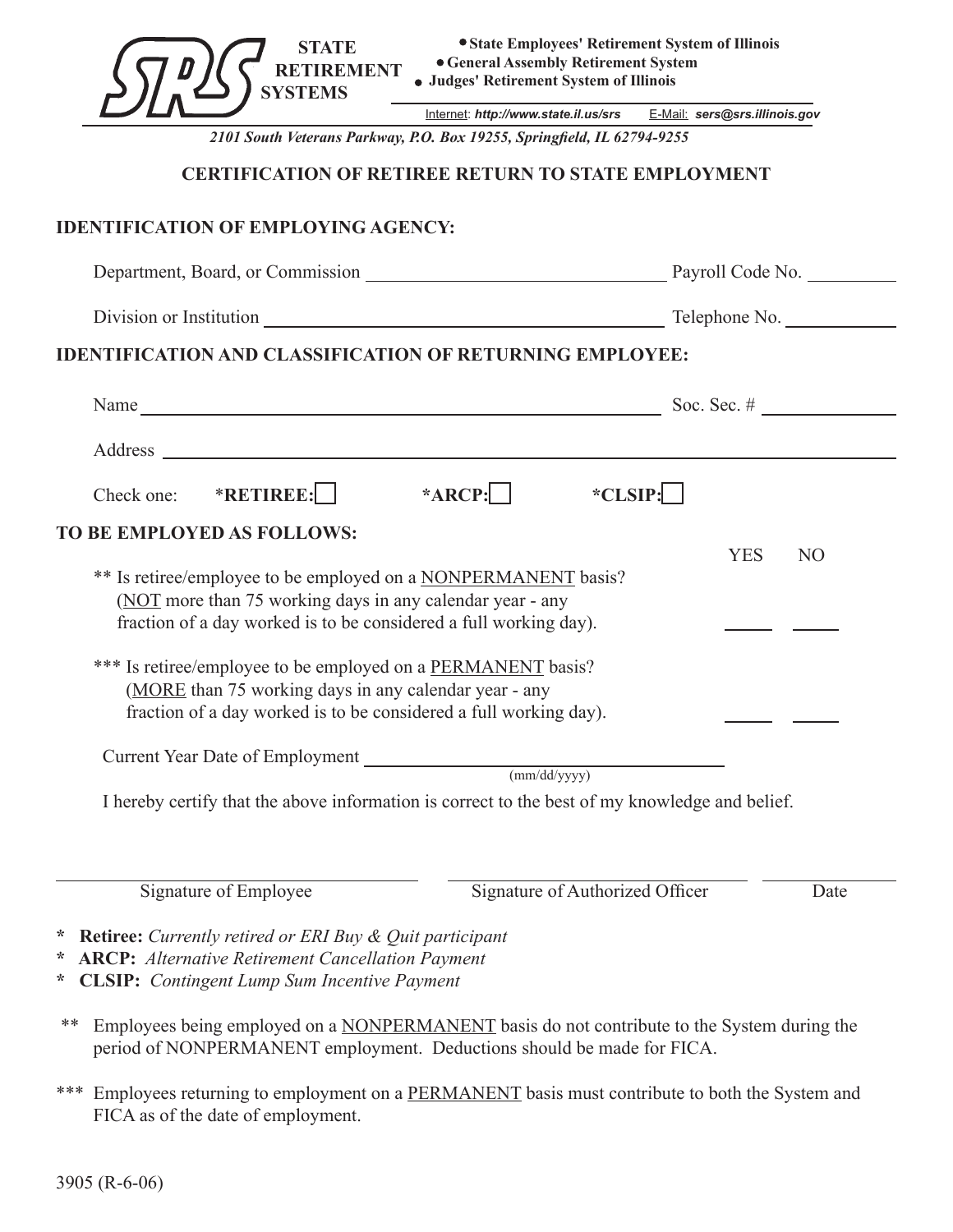**SRS** STATE RETIREMENT SYSTEMS

- State Employees' Retirement System of Illinois
- General Assembly Retirement System
- Judges' Retirement System of Illinois

Internet: *http://www.state.il.us/srs* E-Mail: *sers@srs.illinois.gov*

*2101 South Veterans Parkway, P.O. Box 19255, Springfield, IL 62794-9255*

## CERTIFICATION OF RETIREE RETURN TO STATE EMPLOYMENT

### IDENTIFICATION OF EMPLOYING AGENCY:

Department, Board, or Commission ______________________ Payroll Code No. ________

Division or Institution ______________________ Telephone No. ________

### IDENTIFICATION AND CLASSIFICATION OF RETURNING EMPLOYEE:

Name ______________________ Soc. Sec. # ________

Address ______________________

Check one: *RETIREE: ☐ *ARCP: ☐ *CLSIP: ☐

### TO BE EMPLOYED AS FOLLOWS:

| | YES | NO |
|---|---|---|
| ** Is retiree/employee to be employed on a NONPERMANENT basis? (NOT more than 75 working days in any calendar year - any fraction of a day worked is to be considered a full working day). | _____ | _____ |
| *** Is retiree/employee to be employed on a PERMANENT basis? (MORE than 75 working days in any calendar year - any fraction of a day worked is to be considered a full working day). | _____ | _____ |

Current Year Date of Employment ______________________ (mm/dd/yyyy)

I hereby certify that the above information is correct to the best of my knowledge and belief.

______________________ Signature of Employee

______________________ Signature of Authorized Officer

________ Date

\* **Retiree:** *Currently retired or ERI Buy & Quit participant*
\* **ARCP:** *Alternative Retirement Cancellation Payment*
\* **CLSIP:** *Contingent Lump Sum Incentive Payment*

** Employees being employed on a NONPERMANENT basis do not contribute to the System during the period of NONPERMANENT employment. Deductions should be made for FICA.

*** Employees returning to employment on a PERMANENT basis must contribute to both the System and FICA as of the date of employment.

3905 (R-6-06)